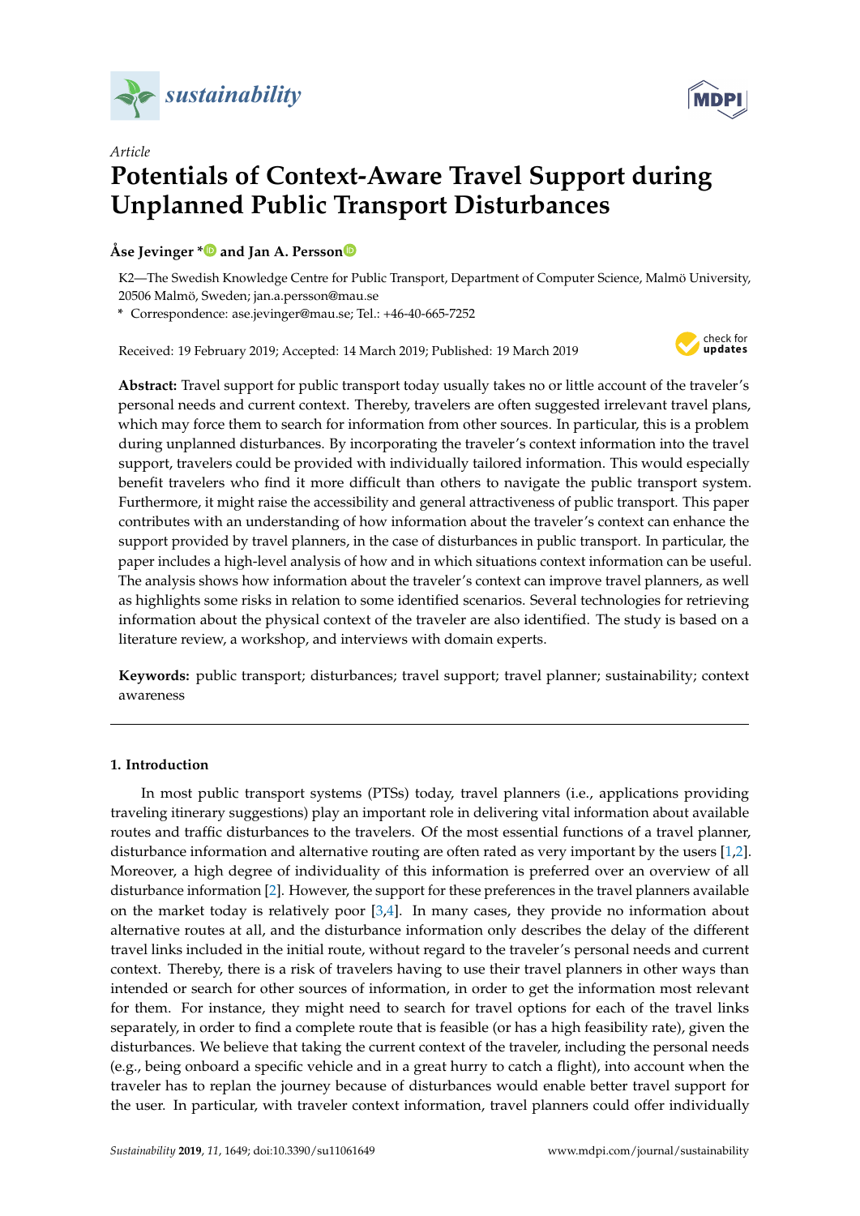Article

# Potentials of Context-Aware Travel Support during Unplanned Public Transport Disturbances

**Åse Jevinger \* and Jan A. Persson**

K2—The Swedish Knowledge Centre for Public Transport, Department of Computer Science, Malmö University, 20506 Malmö, Sweden; jan.a.persson@mau.se

\* Correspondence: ase.jevinger@mau.se; Tel.: +46-40-665-7252

Received: 19 February 2019; Accepted: 14 March 2019; Published: 19 March 2019

**Abstract:** Travel support for public transport today usually takes no or little account of the traveler's personal needs and current context. Thereby, travelers are often suggested irrelevant travel plans, which may force them to search for information from other sources. In particular, this is a problem during unplanned disturbances. By incorporating the traveler's context information into the travel support, travelers could be provided with individually tailored information. This would especially benefit travelers who find it more difficult than others to navigate the public transport system. Furthermore, it might raise the accessibility and general attractiveness of public transport. This paper contributes with an understanding of how information about the traveler's context can enhance the support provided by travel planners, in the case of disturbances in public transport. In particular, the paper includes a high-level analysis of how and in which situations context information can be useful. The analysis shows how information about the traveler's context can improve travel planners, as well as highlights some risks in relation to some identified scenarios. Several technologies for retrieving information about the physical context of the traveler are also identified. The study is based on a literature review, a workshop, and interviews with domain experts.

**Keywords:** public transport; disturbances; travel support; travel planner; sustainability; context awareness

## 1. Introduction

In most public transport systems (PTSs) today, travel planners (i.e., applications providing traveling itinerary suggestions) play an important role in delivering vital information about available routes and traffic disturbances to the travelers. Of the most essential functions of a travel planner, disturbance information and alternative routing are often rated as very important by the users [1,2]. Moreover, a high degree of individuality of this information is preferred over an overview of all disturbance information [2]. However, the support for these preferences in the travel planners available on the market today is relatively poor [3,4]. In many cases, they provide no information about alternative routes at all, and the disturbance information only describes the delay of the different travel links included in the initial route, without regard to the traveler's personal needs and current context. Thereby, there is a risk of travelers having to use their travel planners in other ways than intended or search for other sources of information, in order to get the information most relevant for them. For instance, they might need to search for travel options for each of the travel links separately, in order to find a complete route that is feasible (or has a high feasibility rate), given the disturbances. We believe that taking the current context of the traveler, including the personal needs (e.g., being onboard a specific vehicle and in a great hurry to catch a flight), into account when the traveler has to replan the journey because of disturbances would enable better travel support for the user. In particular, with traveler context information, travel planners could offer individually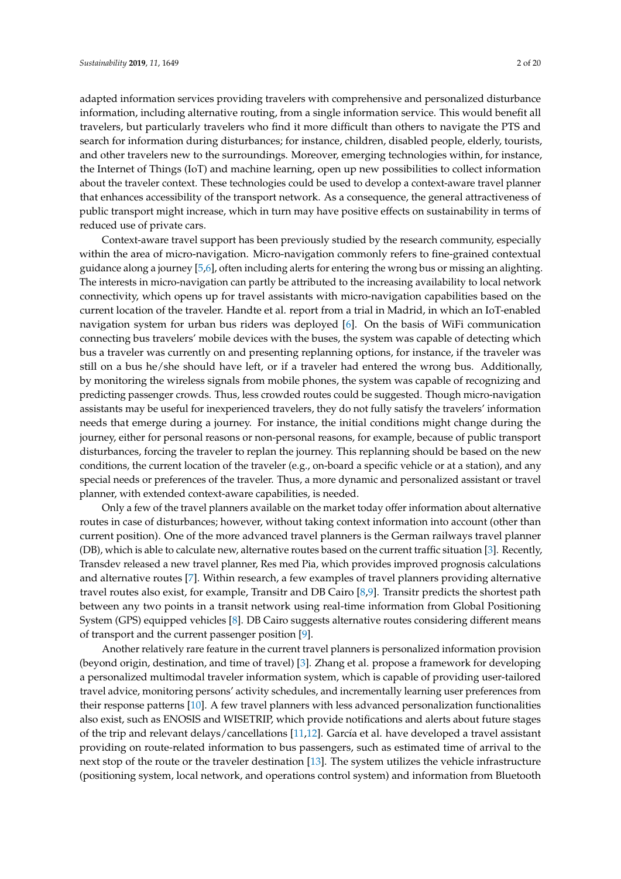adapted information services providing travelers with comprehensive and personalized disturbance information, including alternative routing, from a single information service. This would benefit all travelers, but particularly travelers who find it more difficult than others to navigate the PTS and search for information during disturbances; for instance, children, disabled people, elderly, tourists, and other travelers new to the surroundings. Moreover, emerging technologies within, for instance, the Internet of Things (IoT) and machine learning, open up new possibilities to collect information about the traveler context. These technologies could be used to develop a context-aware travel planner that enhances accessibility of the transport network. As a consequence, the general attractiveness of public transport might increase, which in turn may have positive effects on sustainability in terms of reduced use of private cars.

Context-aware travel support has been previously studied by the research community, especially within the area of micro-navigation. Micro-navigation commonly refers to fine-grained contextual guidance along a journey [5,6], often including alerts for entering the wrong bus or missing an alighting. The interests in micro-navigation can partly be attributed to the increasing availability to local network connectivity, which opens up for travel assistants with micro-navigation capabilities based on the current location of the traveler. Handte et al. report from a trial in Madrid, in which an IoT-enabled navigation system for urban bus riders was deployed [6]. On the basis of WiFi communication connecting bus travelers' mobile devices with the buses, the system was capable of detecting which bus a traveler was currently on and presenting replanning options, for instance, if the traveler was still on a bus he/she should have left, or if a traveler had entered the wrong bus. Additionally, by monitoring the wireless signals from mobile phones, the system was capable of recognizing and predicting passenger crowds. Thus, less crowded routes could be suggested. Though micro-navigation assistants may be useful for inexperienced travelers, they do not fully satisfy the travelers' information needs that emerge during a journey. For instance, the initial conditions might change during the journey, either for personal reasons or non-personal reasons, for example, because of public transport disturbances, forcing the traveler to replan the journey. This replanning should be based on the new conditions, the current location of the traveler (e.g., on-board a specific vehicle or at a station), and any special needs or preferences of the traveler. Thus, a more dynamic and personalized assistant or travel planner, with extended context-aware capabilities, is needed.

Only a few of the travel planners available on the market today offer information about alternative routes in case of disturbances; however, without taking context information into account (other than current position). One of the more advanced travel planners is the German railways travel planner (DB), which is able to calculate new, alternative routes based on the current traffic situation [3]. Recently, Transdev released a new travel planner, Res med Pia, which provides improved prognosis calculations and alternative routes [7]. Within research, a few examples of travel planners providing alternative travel routes also exist, for example, Transitr and DB Cairo [8,9]. Transitr predicts the shortest path between any two points in a transit network using real-time information from Global Positioning System (GPS) equipped vehicles [8]. DB Cairo suggests alternative routes considering different means of transport and the current passenger position [9].

Another relatively rare feature in the current travel planners is personalized information provision (beyond origin, destination, and time of travel) [3]. Zhang et al. propose a framework for developing a personalized multimodal traveler information system, which is capable of providing user-tailored travel advice, monitoring persons' activity schedules, and incrementally learning user preferences from their response patterns [10]. A few travel planners with less advanced personalization functionalities also exist, such as ENOSIS and WISETRIP, which provide notifications and alerts about future stages of the trip and relevant delays/cancellations [11,12]. García et al. have developed a travel assistant providing on route-related information to bus passengers, such as estimated time of arrival to the next stop of the route or the traveler destination [13]. The system utilizes the vehicle infrastructure (positioning system, local network, and operations control system) and information from Bluetooth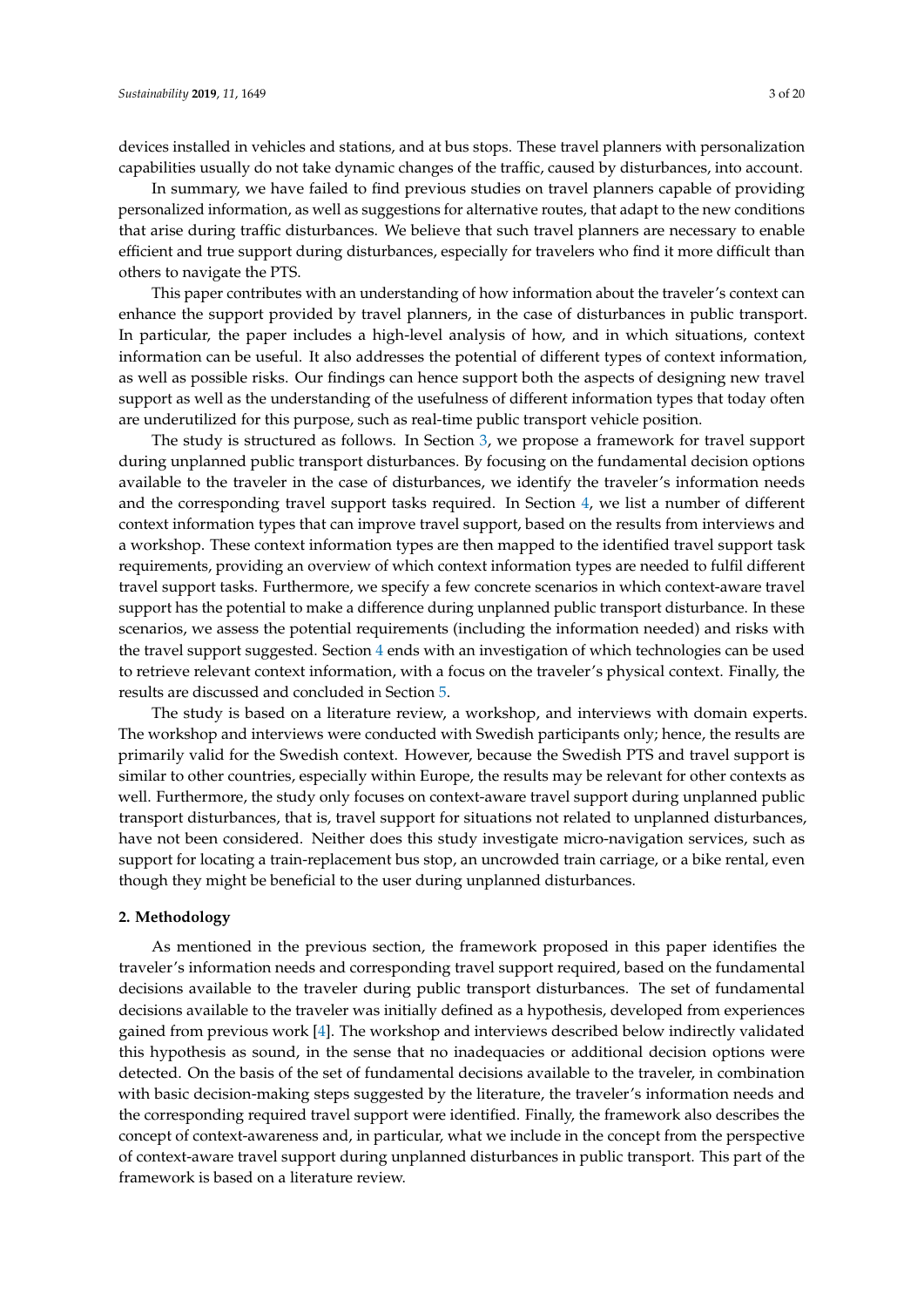devices installed in vehicles and stations, and at bus stops. These travel planners with personalization capabilities usually do not take dynamic changes of the traffic, caused by disturbances, into account.

In summary, we have failed to find previous studies on travel planners capable of providing personalized information, as well as suggestions for alternative routes, that adapt to the new conditions that arise during traffic disturbances. We believe that such travel planners are necessary to enable efficient and true support during disturbances, especially for travelers who find it more difficult than others to navigate the PTS.

This paper contributes with an understanding of how information about the traveler's context can enhance the support provided by travel planners, in the case of disturbances in public transport. In particular, the paper includes a high-level analysis of how, and in which situations, context information can be useful. It also addresses the potential of different types of context information, as well as possible risks. Our findings can hence support both the aspects of designing new travel support as well as the understanding of the usefulness of different information types that today often are underutilized for this purpose, such as real-time public transport vehicle position.

The study is structured as follows. In Section 3, we propose a framework for travel support during unplanned public transport disturbances. By focusing on the fundamental decision options available to the traveler in the case of disturbances, we identify the traveler's information needs and the corresponding travel support tasks required. In Section 4, we list a number of different context information types that can improve travel support, based on the results from interviews and a workshop. These context information types are then mapped to the identified travel support task requirements, providing an overview of which context information types are needed to fulfil different travel support tasks. Furthermore, we specify a few concrete scenarios in which context-aware travel support has the potential to make a difference during unplanned public transport disturbance. In these scenarios, we assess the potential requirements (including the information needed) and risks with the travel support suggested. Section 4 ends with an investigation of which technologies can be used to retrieve relevant context information, with a focus on the traveler's physical context. Finally, the results are discussed and concluded in Section 5.

The study is based on a literature review, a workshop, and interviews with domain experts. The workshop and interviews were conducted with Swedish participants only; hence, the results are primarily valid for the Swedish context. However, because the Swedish PTS and travel support is similar to other countries, especially within Europe, the results may be relevant for other contexts as well. Furthermore, the study only focuses on context-aware travel support during unplanned public transport disturbances, that is, travel support for situations not related to unplanned disturbances, have not been considered. Neither does this study investigate micro-navigation services, such as support for locating a train-replacement bus stop, an uncrowded train carriage, or a bike rental, even though they might be beneficial to the user during unplanned disturbances.

## 2. Methodology

As mentioned in the previous section, the framework proposed in this paper identifies the traveler's information needs and corresponding travel support required, based on the fundamental decisions available to the traveler during public transport disturbances. The set of fundamental decisions available to the traveler was initially defined as a hypothesis, developed from experiences gained from previous work [4]. The workshop and interviews described below indirectly validated this hypothesis as sound, in the sense that no inadequacies or additional decision options were detected. On the basis of the set of fundamental decisions available to the traveler, in combination with basic decision-making steps suggested by the literature, the traveler's information needs and the corresponding required travel support were identified. Finally, the framework also describes the concept of context-awareness and, in particular, what we include in the concept from the perspective of context-aware travel support during unplanned disturbances in public transport. This part of the framework is based on a literature review.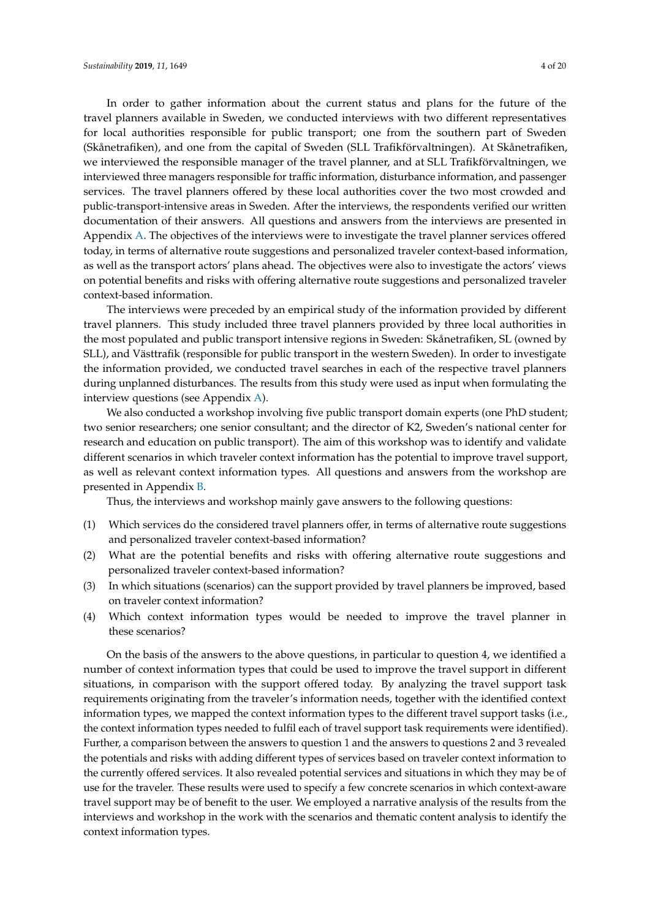In order to gather information about the current status and plans for the future of the travel planners available in Sweden, we conducted interviews with two different representatives for local authorities responsible for public transport; one from the southern part of Sweden (Skånetrafiken), and one from the capital of Sweden (SLL Trafikförvaltningen). At Skånetrafiken, we interviewed the responsible manager of the travel planner, and at SLL Trafikförvaltningen, we interviewed three managers responsible for traffic information, disturbance information, and passenger services. The travel planners offered by these local authorities cover the two most crowded and public-transport-intensive areas in Sweden. After the interviews, the respondents verified our written documentation of their answers. All questions and answers from the interviews are presented in Appendix A. The objectives of the interviews were to investigate the travel planner services offered today, in terms of alternative route suggestions and personalized traveler context-based information, as well as the transport actors' plans ahead. The objectives were also to investigate the actors' views on potential benefits and risks with offering alternative route suggestions and personalized traveler context-based information.

The interviews were preceded by an empirical study of the information provided by different travel planners. This study included three travel planners provided by three local authorities in the most populated and public transport intensive regions in Sweden: Skånetrafiken, SL (owned by SLL), and Västtrafik (responsible for public transport in the western Sweden). In order to investigate the information provided, we conducted travel searches in each of the respective travel planners during unplanned disturbances. The results from this study were used as input when formulating the interview questions (see Appendix A).

We also conducted a workshop involving five public transport domain experts (one PhD student; two senior researchers; one senior consultant; and the director of K2, Sweden's national center for research and education on public transport). The aim of this workshop was to identify and validate different scenarios in which traveler context information has the potential to improve travel support, as well as relevant context information types. All questions and answers from the workshop are presented in Appendix B.

Thus, the interviews and workshop mainly gave answers to the following questions:

(1) Which services do the considered travel planners offer, in terms of alternative route suggestions and personalized traveler context-based information?
(2) What are the potential benefits and risks with offering alternative route suggestions and personalized traveler context-based information?
(3) In which situations (scenarios) can the support provided by travel planners be improved, based on traveler context information?
(4) Which context information types would be needed to improve the travel planner in these scenarios?

On the basis of the answers to the above questions, in particular to question 4, we identified a number of context information types that could be used to improve the travel support in different situations, in comparison with the support offered today. By analyzing the travel support task requirements originating from the traveler's information needs, together with the identified context information types, we mapped the context information types to the different travel support tasks (i.e., the context information types needed to fulfil each of travel support task requirements were identified). Further, a comparison between the answers to question 1 and the answers to questions 2 and 3 revealed the potentials and risks with adding different types of services based on traveler context information to the currently offered services. It also revealed potential services and situations in which they may be of use for the traveler. These results were used to specify a few concrete scenarios in which context-aware travel support may be of benefit to the user. We employed a narrative analysis of the results from the interviews and workshop in the work with the scenarios and thematic content analysis to identify the context information types.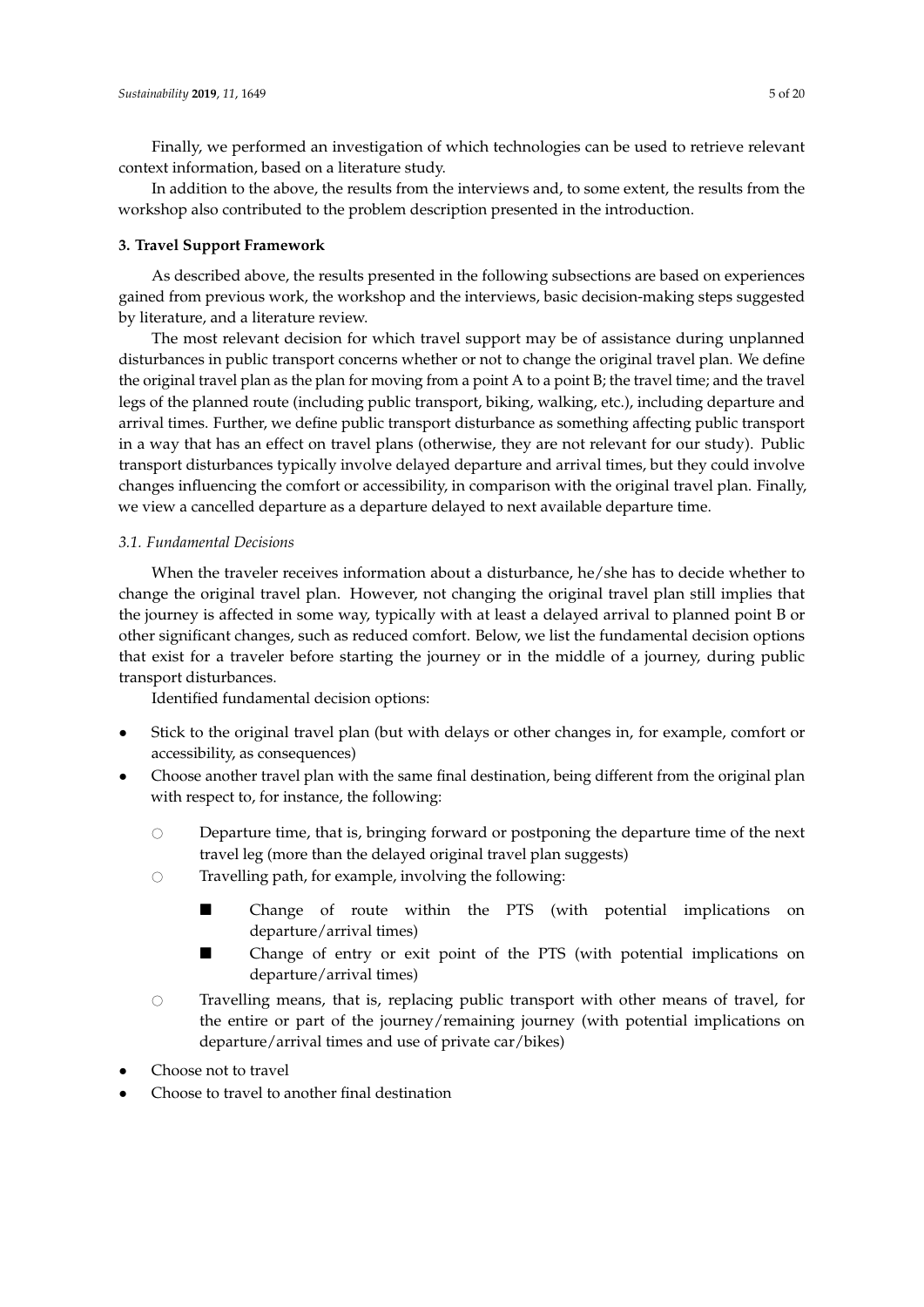Finally, we performed an investigation of which technologies can be used to retrieve relevant context information, based on a literature study.

In addition to the above, the results from the interviews and, to some extent, the results from the workshop also contributed to the problem description presented in the introduction.

## 3. Travel Support Framework

As described above, the results presented in the following subsections are based on experiences gained from previous work, the workshop and the interviews, basic decision-making steps suggested by literature, and a literature review.

The most relevant decision for which travel support may be of assistance during unplanned disturbances in public transport concerns whether or not to change the original travel plan. We define the original travel plan as the plan for moving from a point A to a point B; the travel time; and the travel legs of the planned route (including public transport, biking, walking, etc.), including departure and arrival times. Further, we define public transport disturbance as something affecting public transport in a way that has an effect on travel plans (otherwise, they are not relevant for our study). Public transport disturbances typically involve delayed departure and arrival times, but they could involve changes influencing the comfort or accessibility, in comparison with the original travel plan. Finally, we view a cancelled departure as a departure delayed to next available departure time.

### *3.1. Fundamental Decisions*

When the traveler receives information about a disturbance, he/she has to decide whether to change the original travel plan. However, not changing the original travel plan still implies that the journey is affected in some way, typically with at least a delayed arrival to planned point B or other significant changes, such as reduced comfort. Below, we list the fundamental decision options that exist for a traveler before starting the journey or in the middle of a journey, during public transport disturbances.

Identified fundamental decision options:

- Stick to the original travel plan (but with delays or other changes in, for example, comfort or accessibility, as consequences)
- Choose another travel plan with the same final destination, being different from the original plan with respect to, for instance, the following:
    - Departure time, that is, bringing forward or postponing the departure time of the next travel leg (more than the delayed original travel plan suggests)
    - Travelling path, for example, involving the following:
        - Change of route within the PTS (with potential implications on departure/arrival times)
        - Change of entry or exit point of the PTS (with potential implications on departure/arrival times)
    - Travelling means, that is, replacing public transport with other means of travel, for the entire or part of the journey/remaining journey (with potential implications on departure/arrival times and use of private car/bikes)
- Choose not to travel
- Choose to travel to another final destination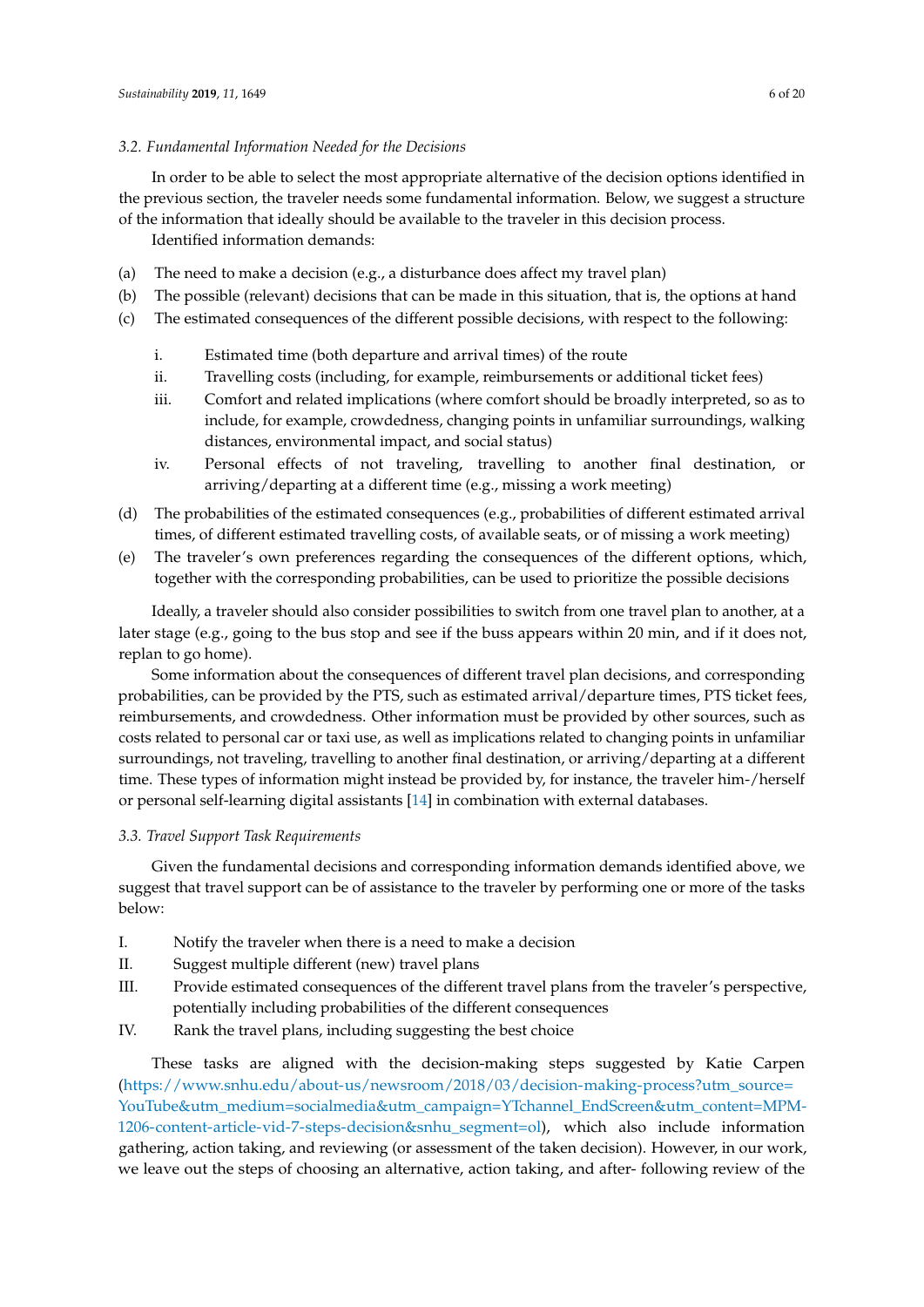### 3.2. Fundamental Information Needed for the Decisions

In order to be able to select the most appropriate alternative of the decision options identified in the previous section, the traveler needs some fundamental information. Below, we suggest a structure of the information that ideally should be available to the traveler in this decision process.

Identified information demands:

(a) The need to make a decision (e.g., a disturbance does affect my travel plan)
(b) The possible (relevant) decisions that can be made in this situation, that is, the options at hand
(c) The estimated consequences of the different possible decisions, with respect to the following:
    i. Estimated time (both departure and arrival times) of the route
    ii. Travelling costs (including, for example, reimbursements or additional ticket fees)
    iii. Comfort and related implications (where comfort should be broadly interpreted, so as to include, for example, crowdedness, changing points in unfamiliar surroundings, walking distances, environmental impact, and social status)
    iv. Personal effects of not traveling, travelling to another final destination, or arriving/departing at a different time (e.g., missing a work meeting)
(d) The probabilities of the estimated consequences (e.g., probabilities of different estimated arrival times, of different estimated travelling costs, of available seats, or of missing a work meeting)
(e) The traveler's own preferences regarding the consequences of the different options, which, together with the corresponding probabilities, can be used to prioritize the possible decisions

Ideally, a traveler should also consider possibilities to switch from one travel plan to another, at a later stage (e.g., going to the bus stop and see if the buss appears within 20 min, and if it does not, replan to go home).

Some information about the consequences of different travel plan decisions, and corresponding probabilities, can be provided by the PTS, such as estimated arrival/departure times, PTS ticket fees, reimbursements, and crowdedness. Other information must be provided by other sources, such as costs related to personal car or taxi use, as well as implications related to changing points in unfamiliar surroundings, not traveling, travelling to another final destination, or arriving/departing at a different time. These types of information might instead be provided by, for instance, the traveler him-/herself or personal self-learning digital assistants [14] in combination with external databases.

### 3.3. Travel Support Task Requirements

Given the fundamental decisions and corresponding information demands identified above, we suggest that travel support can be of assistance to the traveler by performing one or more of the tasks below:

I. Notify the traveler when there is a need to make a decision
II. Suggest multiple different (new) travel plans
III. Provide estimated consequences of the different travel plans from the traveler's perspective, potentially including probabilities of the different consequences
IV. Rank the travel plans, including suggesting the best choice

These tasks are aligned with the decision-making steps suggested by Katie Carpen (https://www.snhu.edu/about-us/newsroom/2018/03/decision-making-process?utm_source=YouTube&utm_medium=socialmedia&utm_campaign=YTchannel_EndScreen&utm_content=MPM-1206-content-article-vid-7-steps-decision&snhu_segment=ol), which also include information gathering, action taking, and reviewing (or assessment of the taken decision). However, in our work, we leave out the steps of choosing an alternative, action taking, and after- following review of the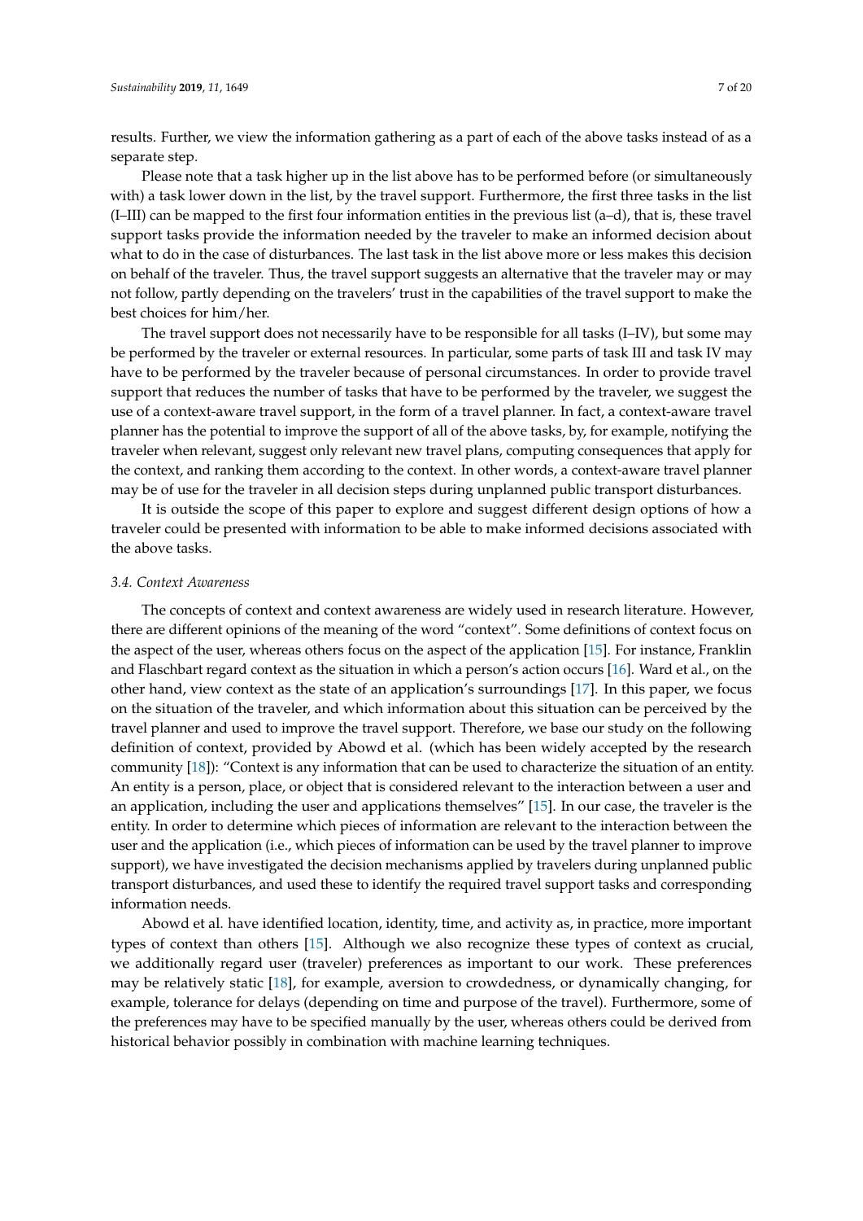results. Further, we view the information gathering as a part of each of the above tasks instead of as a separate step.

Please note that a task higher up in the list above has to be performed before (or simultaneously with) a task lower down in the list, by the travel support. Furthermore, the first three tasks in the list (I–III) can be mapped to the first four information entities in the previous list (a–d), that is, these travel support tasks provide the information needed by the traveler to make an informed decision about what to do in the case of disturbances. The last task in the list above more or less makes this decision on behalf of the traveler. Thus, the travel support suggests an alternative that the traveler may or may not follow, partly depending on the travelers' trust in the capabilities of the travel support to make the best choices for him/her.

The travel support does not necessarily have to be responsible for all tasks (I–IV), but some may be performed by the traveler or external resources. In particular, some parts of task III and task IV may have to be performed by the traveler because of personal circumstances. In order to provide travel support that reduces the number of tasks that have to be performed by the traveler, we suggest the use of a context-aware travel support, in the form of a travel planner. In fact, a context-aware travel planner has the potential to improve the support of all of the above tasks, by, for example, notifying the traveler when relevant, suggest only relevant new travel plans, computing consequences that apply for the context, and ranking them according to the context. In other words, a context-aware travel planner may be of use for the traveler in all decision steps during unplanned public transport disturbances.

It is outside the scope of this paper to explore and suggest different design options of how a traveler could be presented with information to be able to make informed decisions associated with the above tasks.

### 3.4. Context Awareness

The concepts of context and context awareness are widely used in research literature. However, there are different opinions of the meaning of the word "context". Some definitions of context focus on the aspect of the user, whereas others focus on the aspect of the application [15]. For instance, Franklin and Flaschbart regard context as the situation in which a person's action occurs [16]. Ward et al., on the other hand, view context as the state of an application's surroundings [17]. In this paper, we focus on the situation of the traveler, and which information about this situation can be perceived by the travel planner and used to improve the travel support. Therefore, we base our study on the following definition of context, provided by Abowd et al. (which has been widely accepted by the research community [18]): "Context is any information that can be used to characterize the situation of an entity. An entity is a person, place, or object that is considered relevant to the interaction between a user and an application, including the user and applications themselves" [15]. In our case, the traveler is the entity. In order to determine which pieces of information are relevant to the interaction between the user and the application (i.e., which pieces of information can be used by the travel planner to improve support), we have investigated the decision mechanisms applied by travelers during unplanned public transport disturbances, and used these to identify the required travel support tasks and corresponding information needs.

Abowd et al. have identified location, identity, time, and activity as, in practice, more important types of context than others [15]. Although we also recognize these types of context as crucial, we additionally regard user (traveler) preferences as important to our work. These preferences may be relatively static [18], for example, aversion to crowdedness, or dynamically changing, for example, tolerance for delays (depending on time and purpose of the travel). Furthermore, some of the preferences may have to be specified manually by the user, whereas others could be derived from historical behavior possibly in combination with machine learning techniques.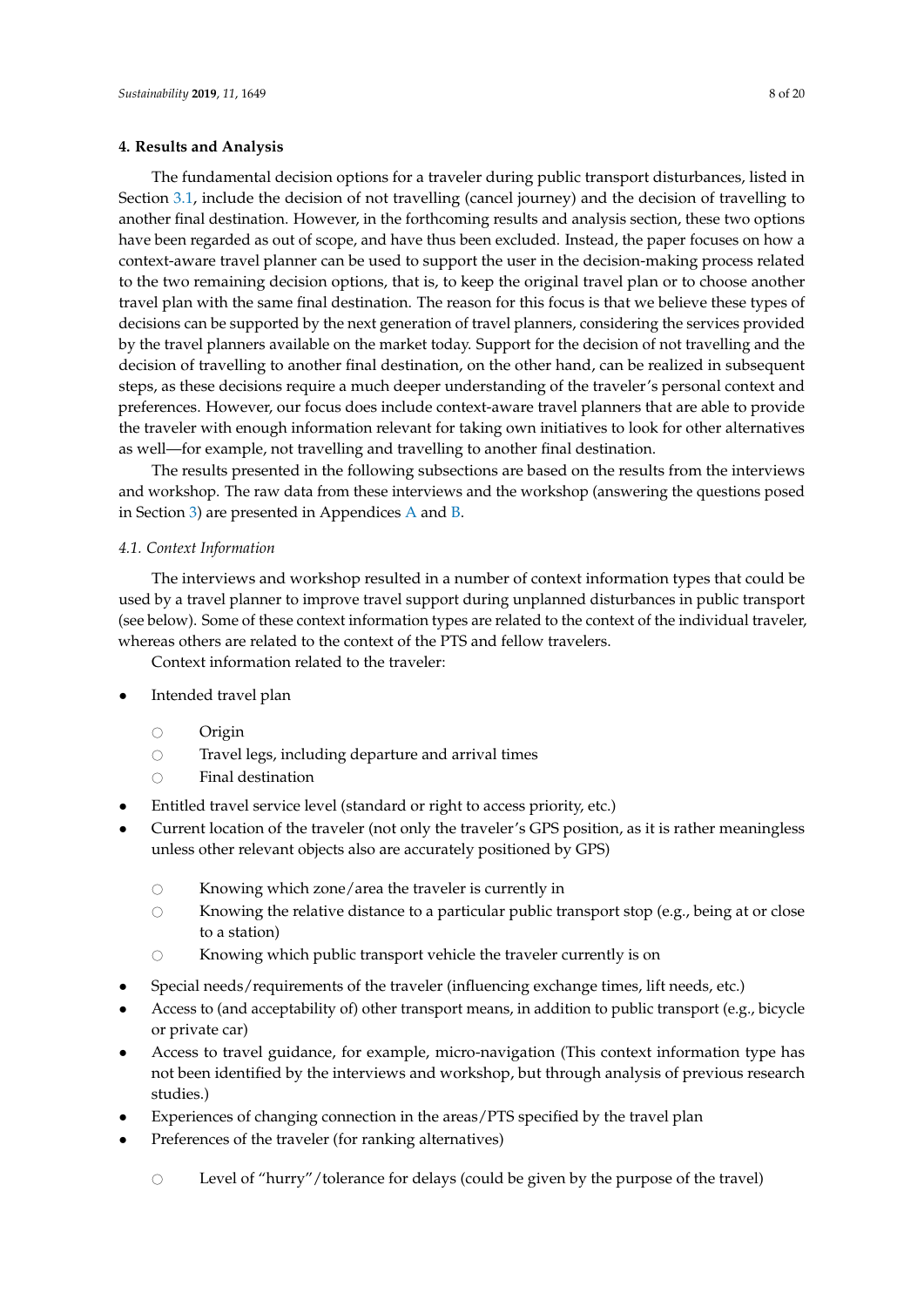## 4. Results and Analysis

The fundamental decision options for a traveler during public transport disturbances, listed in Section 3.1, include the decision of not travelling (cancel journey) and the decision of travelling to another final destination. However, in the forthcoming results and analysis section, these two options have been regarded as out of scope, and have thus been excluded. Instead, the paper focuses on how a context-aware travel planner can be used to support the user in the decision-making process related to the two remaining decision options, that is, to keep the original travel plan or to choose another travel plan with the same final destination. The reason for this focus is that we believe these types of decisions can be supported by the next generation of travel planners, considering the services provided by the travel planners available on the market today. Support for the decision of not travelling and the decision of travelling to another final destination, on the other hand, can be realized in subsequent steps, as these decisions require a much deeper understanding of the traveler's personal context and preferences. However, our focus does include context-aware travel planners that are able to provide the traveler with enough information relevant for taking own initiatives to look for other alternatives as well—for example, not travelling and travelling to another final destination.

The results presented in the following subsections are based on the results from the interviews and workshop. The raw data from these interviews and the workshop (answering the questions posed in Section 3) are presented in Appendices A and B.

### 4.1. Context Information

The interviews and workshop resulted in a number of context information types that could be used by a travel planner to improve travel support during unplanned disturbances in public transport (see below). Some of these context information types are related to the context of the individual traveler, whereas others are related to the context of the PTS and fellow travelers.

Context information related to the traveler:

- Intended travel plan
  - Origin
  - Travel legs, including departure and arrival times
  - Final destination
- Entitled travel service level (standard or right to access priority, etc.)
- Current location of the traveler (not only the traveler's GPS position, as it is rather meaningless unless other relevant objects also are accurately positioned by GPS)
  - Knowing which zone/area the traveler is currently in
  - Knowing the relative distance to a particular public transport stop (e.g., being at or close to a station)
  - Knowing which public transport vehicle the traveler currently is on
- Special needs/requirements of the traveler (influencing exchange times, lift needs, etc.)
- Access to (and acceptability of) other transport means, in addition to public transport (e.g., bicycle or private car)
- Access to travel guidance, for example, micro-navigation (This context information type has not been identified by the interviews and workshop, but through analysis of previous research studies.)
- Experiences of changing connection in the areas/PTS specified by the travel plan
- Preferences of the traveler (for ranking alternatives)
  - Level of "hurry"/tolerance for delays (could be given by the purpose of the travel)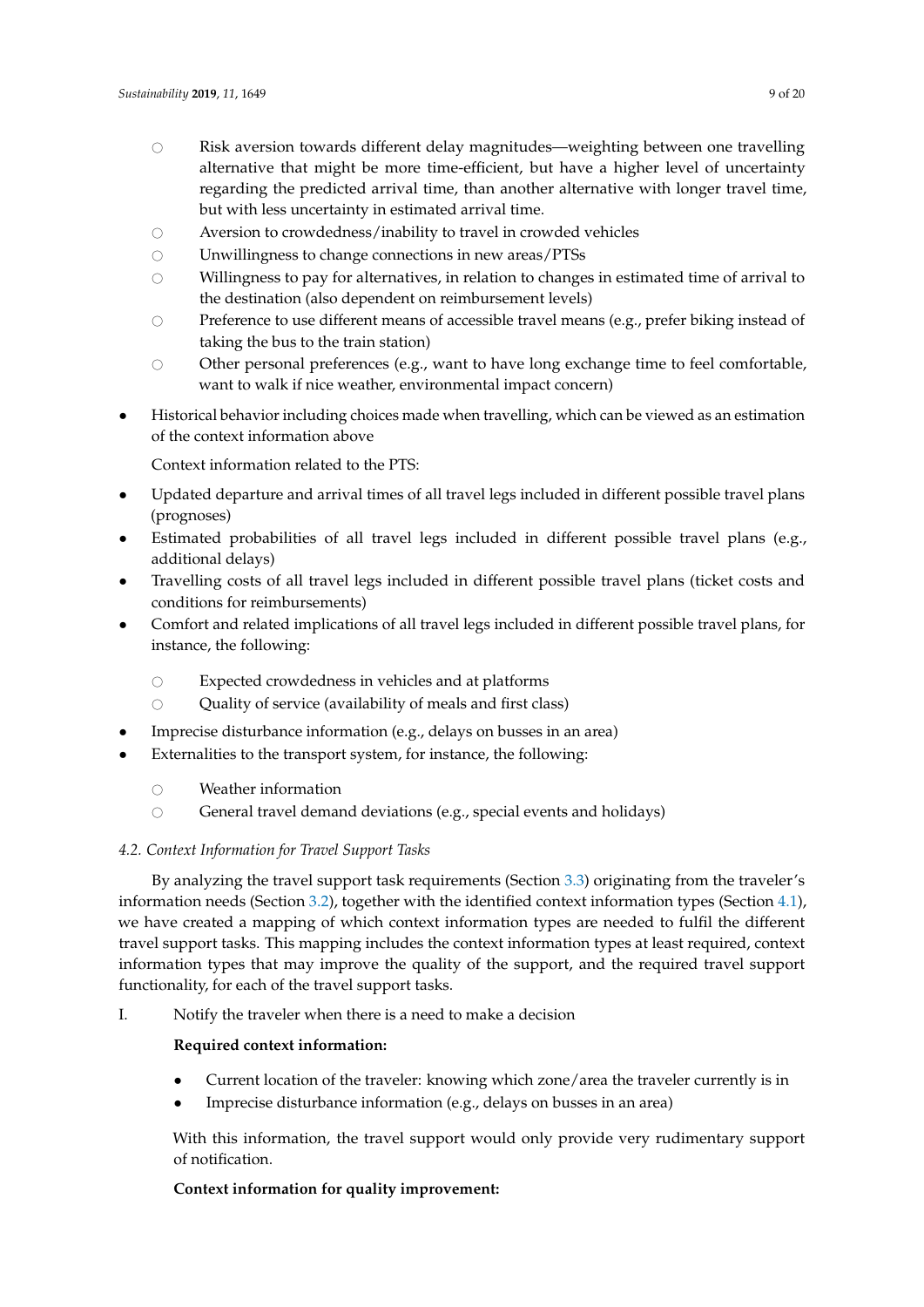- Risk aversion towards different delay magnitudes—weighting between one travelling alternative that might be more time-efficient, but have a higher level of uncertainty regarding the predicted arrival time, than another alternative with longer travel time, but with less uncertainty in estimated arrival time.
    - Aversion to crowdedness/inability to travel in crowded vehicles
    - Unwillingness to change connections in new areas/PTSs
    - Willingness to pay for alternatives, in relation to changes in estimated time of arrival to the destination (also dependent on reimbursement levels)
    - Preference to use different means of accessible travel means (e.g., prefer biking instead of taking the bus to the train station)
    - Other personal preferences (e.g., want to have long exchange time to feel comfortable, want to walk if nice weather, environmental impact concern)
- Historical behavior including choices made when travelling, which can be viewed as an estimation of the context information above

Context information related to the PTS:

- Updated departure and arrival times of all travel legs included in different possible travel plans (prognoses)
- Estimated probabilities of all travel legs included in different possible travel plans (e.g., additional delays)
- Travelling costs of all travel legs included in different possible travel plans (ticket costs and conditions for reimbursements)
- Comfort and related implications of all travel legs included in different possible travel plans, for instance, the following:
    - Expected crowdedness in vehicles and at platforms
    - Quality of service (availability of meals and first class)
- Imprecise disturbance information (e.g., delays on busses in an area)
- Externalities to the transport system, for instance, the following:
    - Weather information
    - General travel demand deviations (e.g., special events and holidays)

### *4.2. Context Information for Travel Support Tasks*

By analyzing the travel support task requirements (Section 3.3) originating from the traveler's information needs (Section 3.2), together with the identified context information types (Section 4.1), we have created a mapping of which context information types are needed to fulfil the different travel support tasks. This mapping includes the context information types at least required, context information types that may improve the quality of the support, and the required travel support functionality, for each of the travel support tasks.

I. Notify the traveler when there is a need to make a decision

**Required context information:**

- Current location of the traveler: knowing which zone/area the traveler currently is in
- Imprecise disturbance information (e.g., delays on busses in an area)

With this information, the travel support would only provide very rudimentary support of notification.

**Context information for quality improvement:**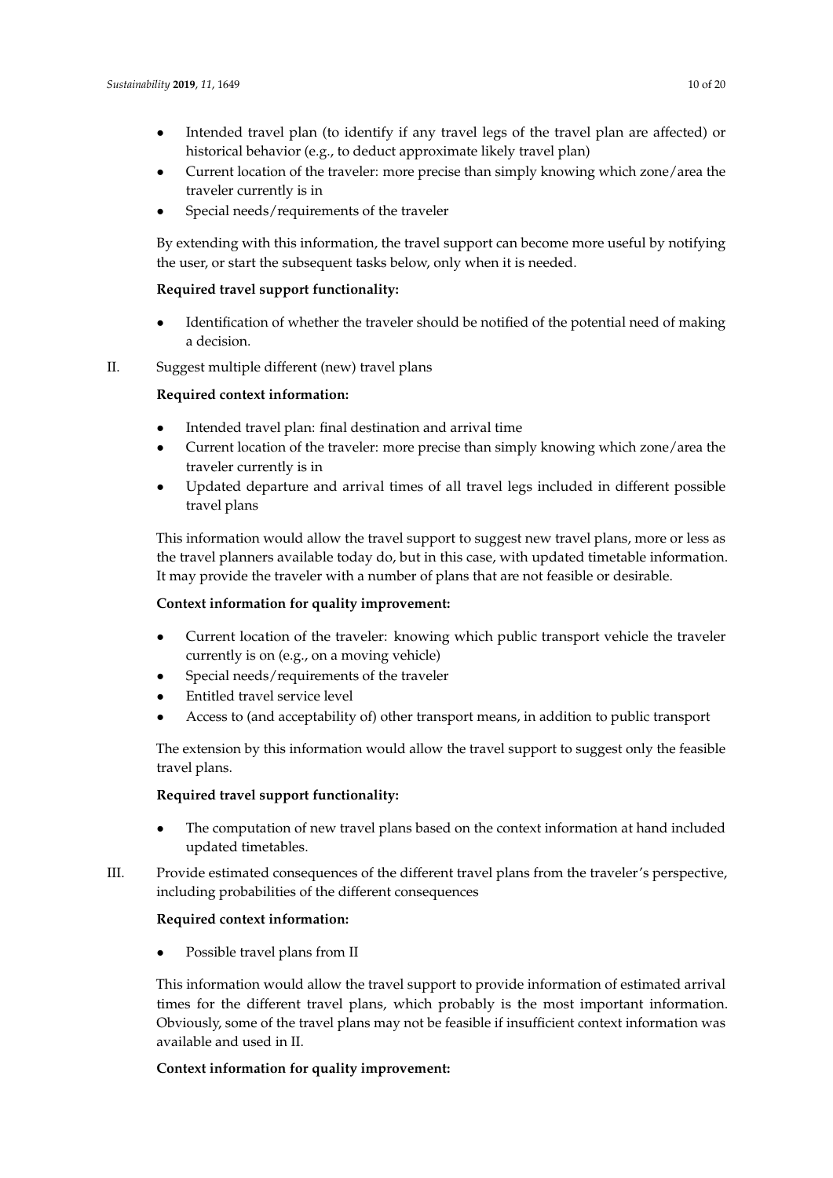- Intended travel plan (to identify if any travel legs of the travel plan are affected) or historical behavior (e.g., to deduct approximate likely travel plan)
- Current location of the traveler: more precise than simply knowing which zone/area the traveler currently is in
- Special needs/requirements of the traveler

By extending with this information, the travel support can become more useful by notifying the user, or start the subsequent tasks below, only when it is needed.

**Required travel support functionality:**

- Identification of whether the traveler should be notified of the potential need of making a decision.

II. Suggest multiple different (new) travel plans

**Required context information:**

- Intended travel plan: final destination and arrival time
- Current location of the traveler: more precise than simply knowing which zone/area the traveler currently is in
- Updated departure and arrival times of all travel legs included in different possible travel plans

This information would allow the travel support to suggest new travel plans, more or less as the travel planners available today do, but in this case, with updated timetable information. It may provide the traveler with a number of plans that are not feasible or desirable.

**Context information for quality improvement:**

- Current location of the traveler: knowing which public transport vehicle the traveler currently is on (e.g., on a moving vehicle)
- Special needs/requirements of the traveler
- Entitled travel service level
- Access to (and acceptability of) other transport means, in addition to public transport

The extension by this information would allow the travel support to suggest only the feasible travel plans.

**Required travel support functionality:**

- The computation of new travel plans based on the context information at hand included updated timetables.

III. Provide estimated consequences of the different travel plans from the traveler's perspective, including probabilities of the different consequences

**Required context information:**

- Possible travel plans from II

This information would allow the travel support to provide information of estimated arrival times for the different travel plans, which probably is the most important information. Obviously, some of the travel plans may not be feasible if insufficient context information was available and used in II.

**Context information for quality improvement:**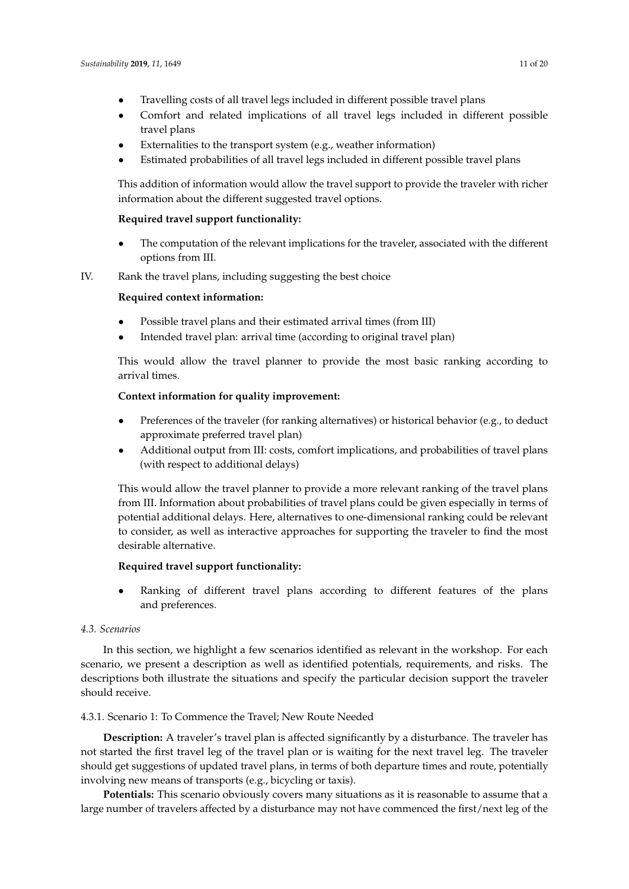- Travelling costs of all travel legs included in different possible travel plans
- Comfort and related implications of all travel legs included in different possible travel plans
- Externalities to the transport system (e.g., weather information)
- Estimated probabilities of all travel legs included in different possible travel plans

This addition of information would allow the travel support to provide the traveler with richer information about the different suggested travel options.

**Required travel support functionality:**

- The computation of the relevant implications for the traveler, associated with the different options from III.

IV. Rank the travel plans, including suggesting the best choice

**Required context information:**

- Possible travel plans and their estimated arrival times (from III)
- Intended travel plan: arrival time (according to original travel plan)

This would allow the travel planner to provide the most basic ranking according to arrival times.

**Context information for quality improvement:**

- Preferences of the traveler (for ranking alternatives) or historical behavior (e.g., to deduct approximate preferred travel plan)
- Additional output from III: costs, comfort implications, and probabilities of travel plans (with respect to additional delays)

This would allow the travel planner to provide a more relevant ranking of the travel plans from III. Information about probabilities of travel plans could be given especially in terms of potential additional delays. Here, alternatives to one-dimensional ranking could be relevant to consider, as well as interactive approaches for supporting the traveler to find the most desirable alternative.

**Required travel support functionality:**

- Ranking of different travel plans according to different features of the plans and preferences.

### *4.3. Scenarios*

In this section, we highlight a few scenarios identified as relevant in the workshop. For each scenario, we present a description as well as identified potentials, requirements, and risks. The descriptions both illustrate the situations and specify the particular decision support the traveler should receive.

#### 4.3.1. Scenario 1: To Commence the Travel; New Route Needed

**Description:** A traveler's travel plan is affected significantly by a disturbance. The traveler has not started the first travel leg of the travel plan or is waiting for the next travel leg. The traveler should get suggestions of updated travel plans, in terms of both departure times and route, potentially involving new means of transports (e.g., bicycling or taxis).

**Potentials:** This scenario obviously covers many situations as it is reasonable to assume that a large number of travelers affected by a disturbance may not have commenced the first/next leg of the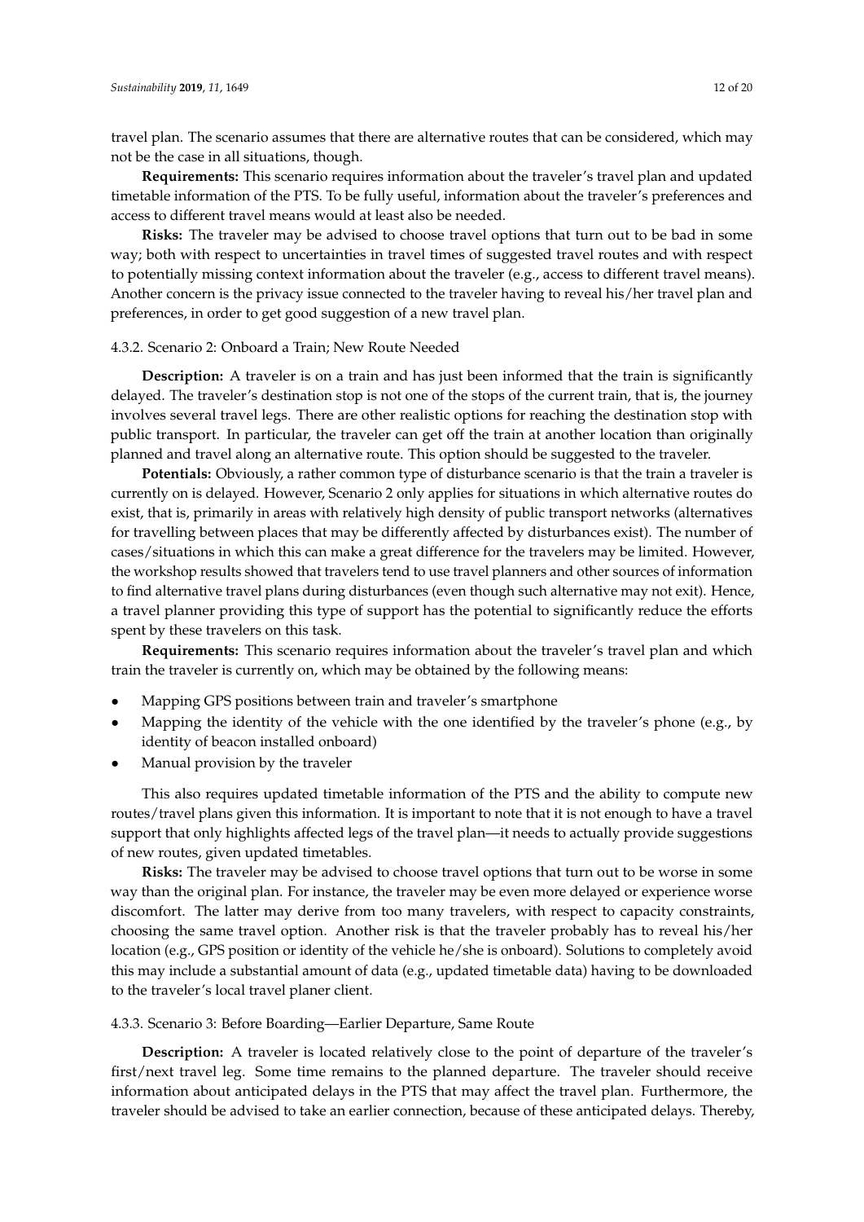travel plan. The scenario assumes that there are alternative routes that can be considered, which may not be the case in all situations, though.

**Requirements:** This scenario requires information about the traveler's travel plan and updated timetable information of the PTS. To be fully useful, information about the traveler's preferences and access to different travel means would at least also be needed.

**Risks:** The traveler may be advised to choose travel options that turn out to be bad in some way; both with respect to uncertainties in travel times of suggested travel routes and with respect to potentially missing context information about the traveler (e.g., access to different travel means). Another concern is the privacy issue connected to the traveler having to reveal his/her travel plan and preferences, in order to get good suggestion of a new travel plan.

#### 4.3.2. Scenario 2: Onboard a Train; New Route Needed

**Description:** A traveler is on a train and has just been informed that the train is significantly delayed. The traveler's destination stop is not one of the stops of the current train, that is, the journey involves several travel legs. There are other realistic options for reaching the destination stop with public transport. In particular, the traveler can get off the train at another location than originally planned and travel along an alternative route. This option should be suggested to the traveler.

**Potentials:** Obviously, a rather common type of disturbance scenario is that the train a traveler is currently on is delayed. However, Scenario 2 only applies for situations in which alternative routes do exist, that is, primarily in areas with relatively high density of public transport networks (alternatives for travelling between places that may be differently affected by disturbances exist). The number of cases/situations in which this can make a great difference for the travelers may be limited. However, the workshop results showed that travelers tend to use travel planners and other sources of information to find alternative travel plans during disturbances (even though such alternative may not exit). Hence, a travel planner providing this type of support has the potential to significantly reduce the efforts spent by these travelers on this task.

**Requirements:** This scenario requires information about the traveler's travel plan and which train the traveler is currently on, which may be obtained by the following means:

- Mapping GPS positions between train and traveler's smartphone
- Mapping the identity of the vehicle with the one identified by the traveler's phone (e.g., by identity of beacon installed onboard)
- Manual provision by the traveler

This also requires updated timetable information of the PTS and the ability to compute new routes/travel plans given this information. It is important to note that it is not enough to have a travel support that only highlights affected legs of the travel plan—it needs to actually provide suggestions of new routes, given updated timetables.

**Risks:** The traveler may be advised to choose travel options that turn out to be worse in some way than the original plan. For instance, the traveler may be even more delayed or experience worse discomfort. The latter may derive from too many travelers, with respect to capacity constraints, choosing the same travel option. Another risk is that the traveler probably has to reveal his/her location (e.g., GPS position or identity of the vehicle he/she is onboard). Solutions to completely avoid this may include a substantial amount of data (e.g., updated timetable data) having to be downloaded to the traveler's local travel planer client.

#### 4.3.3. Scenario 3: Before Boarding—Earlier Departure, Same Route

**Description:** A traveler is located relatively close to the point of departure of the traveler's first/next travel leg. Some time remains to the planned departure. The traveler should receive information about anticipated delays in the PTS that may affect the travel plan. Furthermore, the traveler should be advised to take an earlier connection, because of these anticipated delays. Thereby,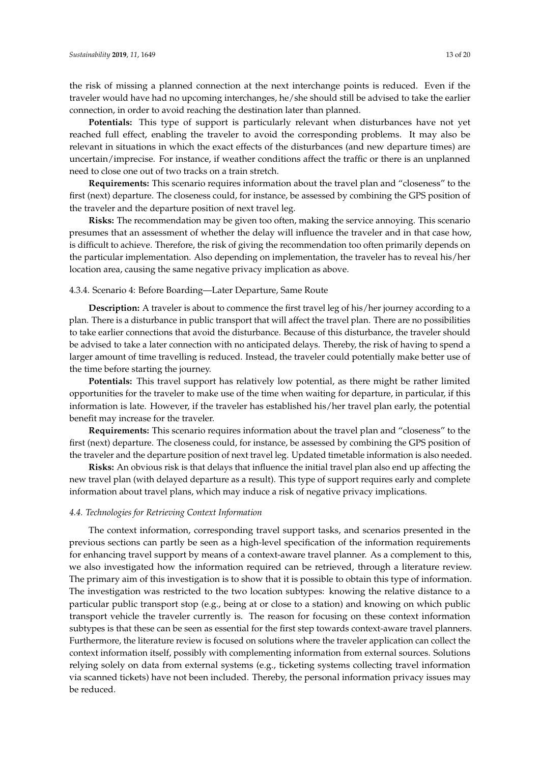the risk of missing a planned connection at the next interchange points is reduced. Even if the traveler would have had no upcoming interchanges, he/she should still be advised to take the earlier connection, in order to avoid reaching the destination later than planned.

**Potentials:** This type of support is particularly relevant when disturbances have not yet reached full effect, enabling the traveler to avoid the corresponding problems. It may also be relevant in situations in which the exact effects of the disturbances (and new departure times) are uncertain/imprecise. For instance, if weather conditions affect the traffic or there is an unplanned need to close one out of two tracks on a train stretch.

**Requirements:** This scenario requires information about the travel plan and "closeness" to the first (next) departure. The closeness could, for instance, be assessed by combining the GPS position of the traveler and the departure position of next travel leg.

**Risks:** The recommendation may be given too often, making the service annoying. This scenario presumes that an assessment of whether the delay will influence the traveler and in that case how, is difficult to achieve. Therefore, the risk of giving the recommendation too often primarily depends on the particular implementation. Also depending on implementation, the traveler has to reveal his/her location area, causing the same negative privacy implication as above.

#### 4.3.4. Scenario 4: Before Boarding—Later Departure, Same Route

**Description:** A traveler is about to commence the first travel leg of his/her journey according to a plan. There is a disturbance in public transport that will affect the travel plan. There are no possibilities to take earlier connections that avoid the disturbance. Because of this disturbance, the traveler should be advised to take a later connection with no anticipated delays. Thereby, the risk of having to spend a larger amount of time travelling is reduced. Instead, the traveler could potentially make better use of the time before starting the journey.

**Potentials:** This travel support has relatively low potential, as there might be rather limited opportunities for the traveler to make use of the time when waiting for departure, in particular, if this information is late. However, if the traveler has established his/her travel plan early, the potential benefit may increase for the traveler.

**Requirements:** This scenario requires information about the travel plan and "closeness" to the first (next) departure. The closeness could, for instance, be assessed by combining the GPS position of the traveler and the departure position of next travel leg. Updated timetable information is also needed.

**Risks:** An obvious risk is that delays that influence the initial travel plan also end up affecting the new travel plan (with delayed departure as a result). This type of support requires early and complete information about travel plans, which may induce a risk of negative privacy implications.

### *4.4. Technologies for Retrieving Context Information*

The context information, corresponding travel support tasks, and scenarios presented in the previous sections can partly be seen as a high-level specification of the information requirements for enhancing travel support by means of a context-aware travel planner. As a complement to this, we also investigated how the information required can be retrieved, through a literature review. The primary aim of this investigation is to show that it is possible to obtain this type of information. The investigation was restricted to the two location subtypes: knowing the relative distance to a particular public transport stop (e.g., being at or close to a station) and knowing on which public transport vehicle the traveler currently is. The reason for focusing on these context information subtypes is that these can be seen as essential for the first step towards context-aware travel planners. Furthermore, the literature review is focused on solutions where the traveler application can collect the context information itself, possibly with complementing information from external sources. Solutions relying solely on data from external systems (e.g., ticketing systems collecting travel information via scanned tickets) have not been included. Thereby, the personal information privacy issues may be reduced.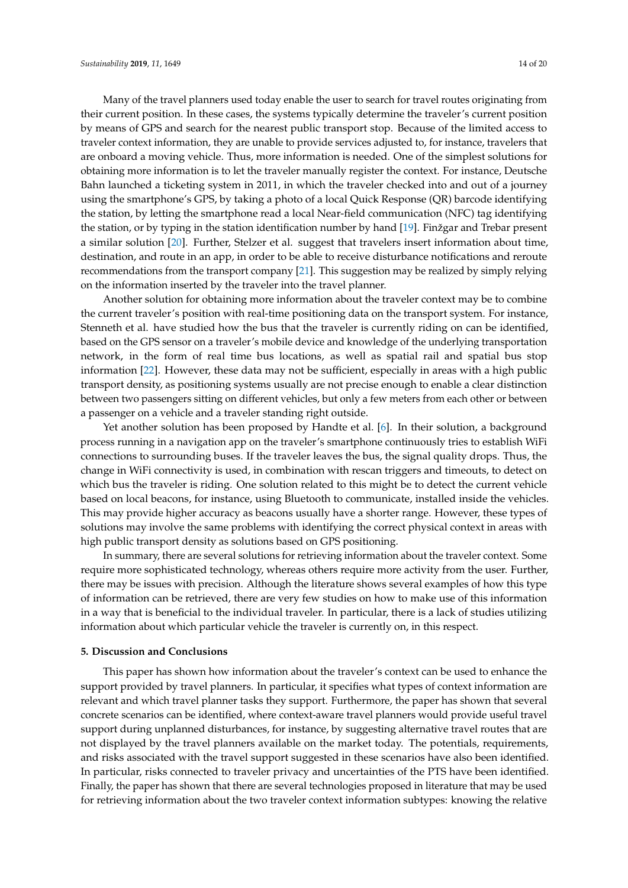Many of the travel planners used today enable the user to search for travel routes originating from their current position. In these cases, the systems typically determine the traveler's current position by means of GPS and search for the nearest public transport stop. Because of the limited access to traveler context information, they are unable to provide services adjusted to, for instance, travelers that are onboard a moving vehicle. Thus, more information is needed. One of the simplest solutions for obtaining more information is to let the traveler manually register the context. For instance, Deutsche Bahn launched a ticketing system in 2011, in which the traveler checked into and out of a journey using the smartphone's GPS, by taking a photo of a local Quick Response (QR) barcode identifying the station, by letting the smartphone read a local Near-field communication (NFC) tag identifying the station, or by typing in the station identification number by hand [19]. Finžgar and Trebar present a similar solution [20]. Further, Stelzer et al. suggest that travelers insert information about time, destination, and route in an app, in order to be able to receive disturbance notifications and reroute recommendations from the transport company [21]. This suggestion may be realized by simply relying on the information inserted by the traveler into the travel planner.

Another solution for obtaining more information about the traveler context may be to combine the current traveler's position with real-time positioning data on the transport system. For instance, Stenneth et al. have studied how the bus that the traveler is currently riding on can be identified, based on the GPS sensor on a traveler's mobile device and knowledge of the underlying transportation network, in the form of real time bus locations, as well as spatial rail and spatial bus stop information [22]. However, these data may not be sufficient, especially in areas with a high public transport density, as positioning systems usually are not precise enough to enable a clear distinction between two passengers sitting on different vehicles, but only a few meters from each other or between a passenger on a vehicle and a traveler standing right outside.

Yet another solution has been proposed by Handte et al. [6]. In their solution, a background process running in a navigation app on the traveler's smartphone continuously tries to establish WiFi connections to surrounding buses. If the traveler leaves the bus, the signal quality drops. Thus, the change in WiFi connectivity is used, in combination with rescan triggers and timeouts, to detect on which bus the traveler is riding. One solution related to this might be to detect the current vehicle based on local beacons, for instance, using Bluetooth to communicate, installed inside the vehicles. This may provide higher accuracy as beacons usually have a shorter range. However, these types of solutions may involve the same problems with identifying the correct physical context in areas with high public transport density as solutions based on GPS positioning.

In summary, there are several solutions for retrieving information about the traveler context. Some require more sophisticated technology, whereas others require more activity from the user. Further, there may be issues with precision. Although the literature shows several examples of how this type of information can be retrieved, there are very few studies on how to make use of this information in a way that is beneficial to the individual traveler. In particular, there is a lack of studies utilizing information about which particular vehicle the traveler is currently on, in this respect.

## 5. Discussion and Conclusions

This paper has shown how information about the traveler's context can be used to enhance the support provided by travel planners. In particular, it specifies what types of context information are relevant and which travel planner tasks they support. Furthermore, the paper has shown that several concrete scenarios can be identified, where context-aware travel planners would provide useful travel support during unplanned disturbances, for instance, by suggesting alternative travel routes that are not displayed by the travel planners available on the market today. The potentials, requirements, and risks associated with the travel support suggested in these scenarios have also been identified. In particular, risks connected to traveler privacy and uncertainties of the PTS have been identified. Finally, the paper has shown that there are several technologies proposed in literature that may be used for retrieving information about the two traveler context information subtypes: knowing the relative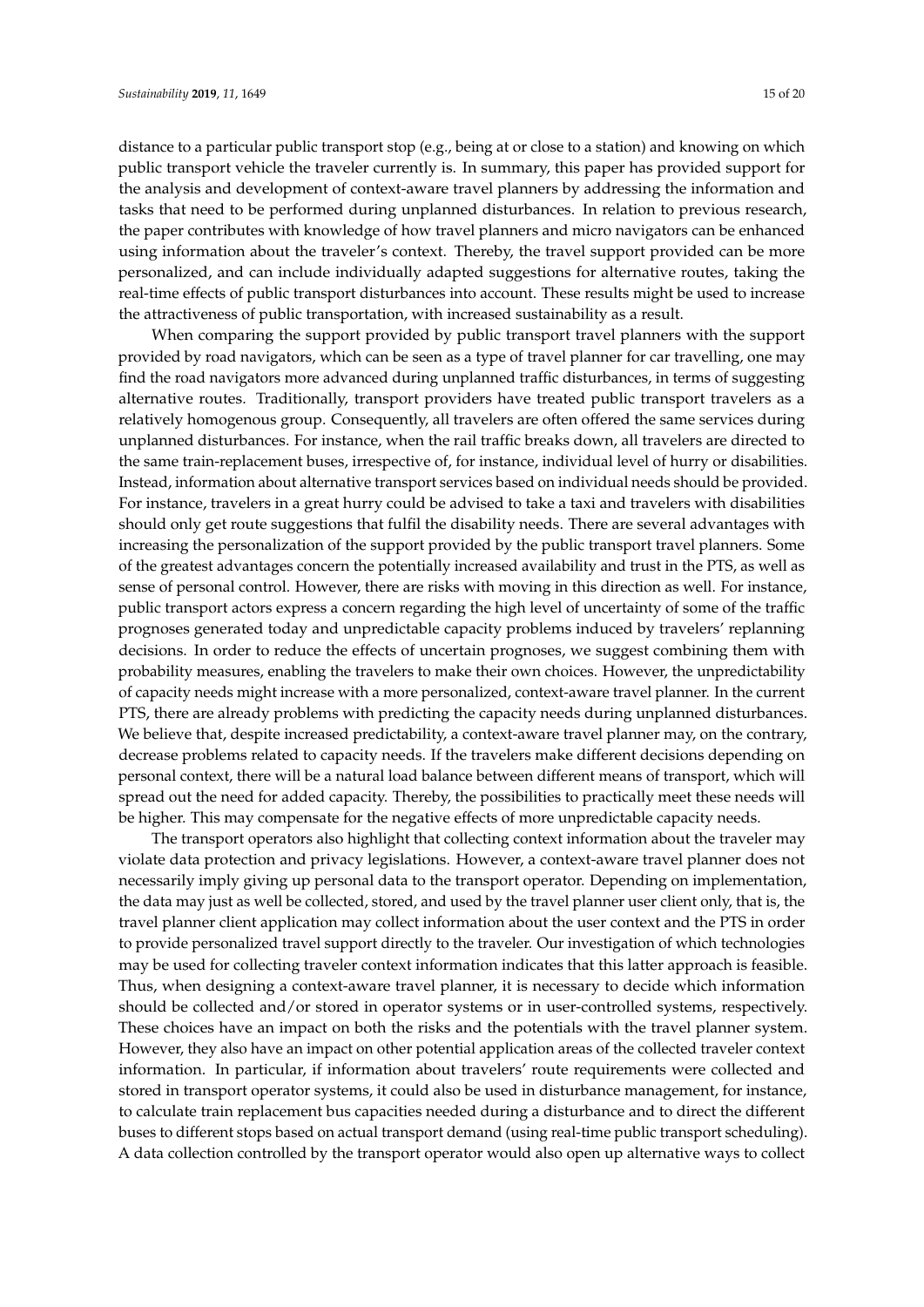distance to a particular public transport stop (e.g., being at or close to a station) and knowing on which public transport vehicle the traveler currently is. In summary, this paper has provided support for the analysis and development of context-aware travel planners by addressing the information and tasks that need to be performed during unplanned disturbances. In relation to previous research, the paper contributes with knowledge of how travel planners and micro navigators can be enhanced using information about the traveler's context. Thereby, the travel support provided can be more personalized, and can include individually adapted suggestions for alternative routes, taking the real-time effects of public transport disturbances into account. These results might be used to increase the attractiveness of public transportation, with increased sustainability as a result.

When comparing the support provided by public transport travel planners with the support provided by road navigators, which can be seen as a type of travel planner for car travelling, one may find the road navigators more advanced during unplanned traffic disturbances, in terms of suggesting alternative routes. Traditionally, transport providers have treated public transport travelers as a relatively homogenous group. Consequently, all travelers are often offered the same services during unplanned disturbances. For instance, when the rail traffic breaks down, all travelers are directed to the same train-replacement buses, irrespective of, for instance, individual level of hurry or disabilities. Instead, information about alternative transport services based on individual needs should be provided. For instance, travelers in a great hurry could be advised to take a taxi and travelers with disabilities should only get route suggestions that fulfil the disability needs. There are several advantages with increasing the personalization of the support provided by the public transport travel planners. Some of the greatest advantages concern the potentially increased availability and trust in the PTS, as well as sense of personal control. However, there are risks with moving in this direction as well. For instance, public transport actors express a concern regarding the high level of uncertainty of some of the traffic prognoses generated today and unpredictable capacity problems induced by travelers' replanning decisions. In order to reduce the effects of uncertain prognoses, we suggest combining them with probability measures, enabling the travelers to make their own choices. However, the unpredictability of capacity needs might increase with a more personalized, context-aware travel planner. In the current PTS, there are already problems with predicting the capacity needs during unplanned disturbances. We believe that, despite increased predictability, a context-aware travel planner may, on the contrary, decrease problems related to capacity needs. If the travelers make different decisions depending on personal context, there will be a natural load balance between different means of transport, which will spread out the need for added capacity. Thereby, the possibilities to practically meet these needs will be higher. This may compensate for the negative effects of more unpredictable capacity needs.

The transport operators also highlight that collecting context information about the traveler may violate data protection and privacy legislations. However, a context-aware travel planner does not necessarily imply giving up personal data to the transport operator. Depending on implementation, the data may just as well be collected, stored, and used by the travel planner user client only, that is, the travel planner client application may collect information about the user context and the PTS in order to provide personalized travel support directly to the traveler. Our investigation of which technologies may be used for collecting traveler context information indicates that this latter approach is feasible. Thus, when designing a context-aware travel planner, it is necessary to decide which information should be collected and/or stored in operator systems or in user-controlled systems, respectively. These choices have an impact on both the risks and the potentials with the travel planner system. However, they also have an impact on other potential application areas of the collected traveler context information. In particular, if information about travelers' route requirements were collected and stored in transport operator systems, it could also be used in disturbance management, for instance, to calculate train replacement bus capacities needed during a disturbance and to direct the different buses to different stops based on actual transport demand (using real-time public transport scheduling). A data collection controlled by the transport operator would also open up alternative ways to collect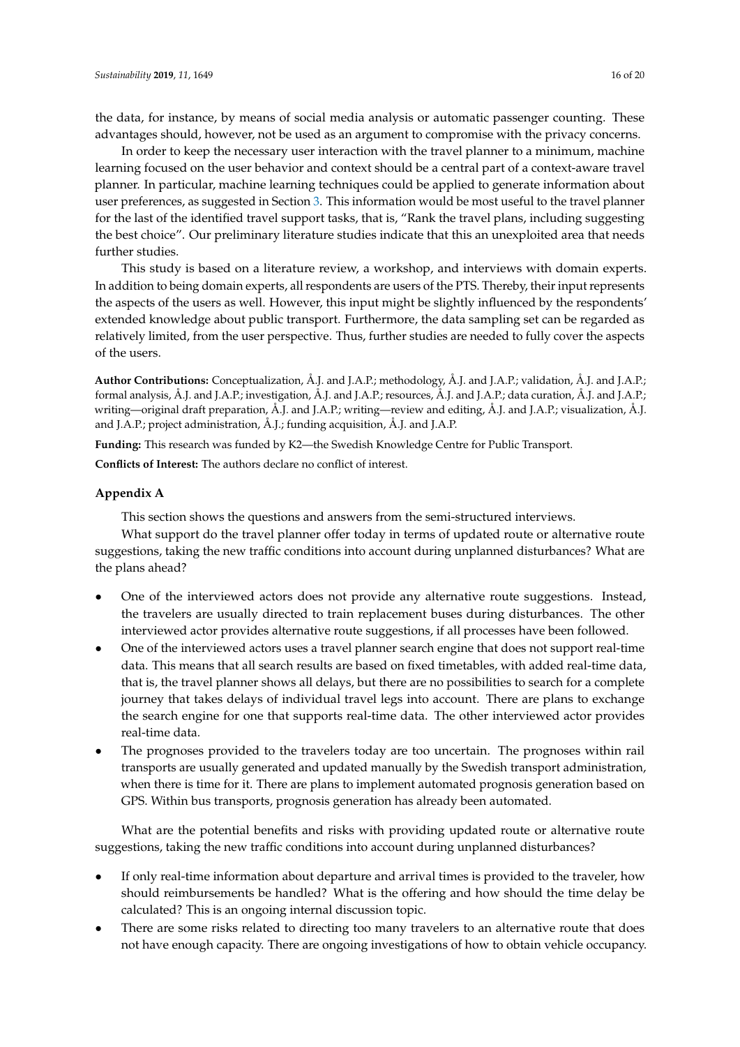the data, for instance, by means of social media analysis or automatic passenger counting. These advantages should, however, not be used as an argument to compromise with the privacy concerns.

In order to keep the necessary user interaction with the travel planner to a minimum, machine learning focused on the user behavior and context should be a central part of a context-aware travel planner. In particular, machine learning techniques could be applied to generate information about user preferences, as suggested in Section 3. This information would be most useful to the travel planner for the last of the identified travel support tasks, that is, "Rank the travel plans, including suggesting the best choice". Our preliminary literature studies indicate that this an unexploited area that needs further studies.

This study is based on a literature review, a workshop, and interviews with domain experts. In addition to being domain experts, all respondents are users of the PTS. Thereby, their input represents the aspects of the users as well. However, this input might be slightly influenced by the respondents' extended knowledge about public transport. Furthermore, the data sampling set can be regarded as relatively limited, from the user perspective. Thus, further studies are needed to fully cover the aspects of the users.

**Author Contributions:** Conceptualization, Å.J. and J.A.P.; methodology, Å.J. and J.A.P.; validation, Å.J. and J.A.P.; formal analysis, Å.J. and J.A.P.; investigation, Å.J. and J.A.P.; resources, Å.J. and J.A.P.; data curation, Å.J. and J.A.P.; writing—original draft preparation, Å.J. and J.A.P.; writing—review and editing, Å.J. and J.A.P.; visualization, Å.J. and J.A.P.; project administration, Å.J.; funding acquisition, Å.J. and J.A.P.

**Funding:** This research was funded by K2—the Swedish Knowledge Centre for Public Transport.

**Conflicts of Interest:** The authors declare no conflict of interest.

## Appendix A

This section shows the questions and answers from the semi-structured interviews.

What support do the travel planner offer today in terms of updated route or alternative route suggestions, taking the new traffic conditions into account during unplanned disturbances? What are the plans ahead?

- One of the interviewed actors does not provide any alternative route suggestions. Instead, the travelers are usually directed to train replacement buses during disturbances. The other interviewed actor provides alternative route suggestions, if all processes have been followed.
- One of the interviewed actors uses a travel planner search engine that does not support real-time data. This means that all search results are based on fixed timetables, with added real-time data, that is, the travel planner shows all delays, but there are no possibilities to search for a complete journey that takes delays of individual travel legs into account. There are plans to exchange the search engine for one that supports real-time data. The other interviewed actor provides real-time data.
- The prognoses provided to the travelers today are too uncertain. The prognoses within rail transports are usually generated and updated manually by the Swedish transport administration, when there is time for it. There are plans to implement automated prognosis generation based on GPS. Within bus transports, prognosis generation has already been automated.

What are the potential benefits and risks with providing updated route or alternative route suggestions, taking the new traffic conditions into account during unplanned disturbances?

- If only real-time information about departure and arrival times is provided to the traveler, how should reimbursements be handled? What is the offering and how should the time delay be calculated? This is an ongoing internal discussion topic.
- There are some risks related to directing too many travelers to an alternative route that does not have enough capacity. There are ongoing investigations of how to obtain vehicle occupancy.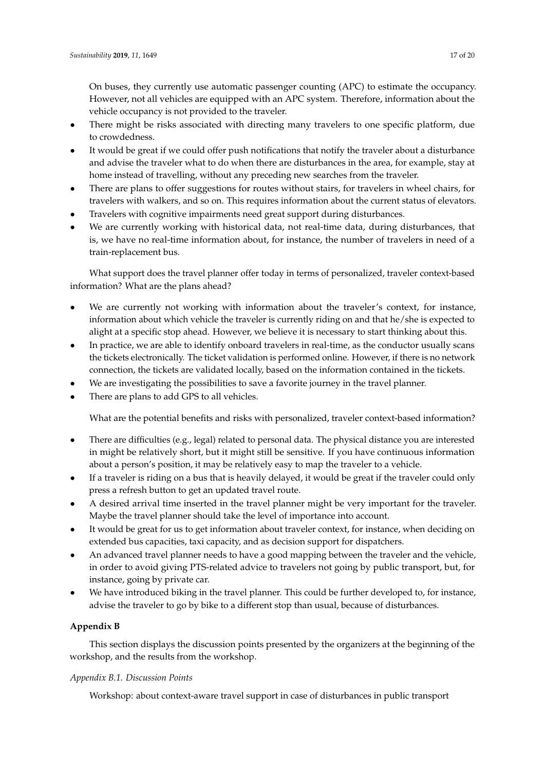On buses, they currently use automatic passenger counting (APC) to estimate the occupancy. However, not all vehicles are equipped with an APC system. Therefore, information about the vehicle occupancy is not provided to the traveler.

- There might be risks associated with directing many travelers to one specific platform, due to crowdedness.
- It would be great if we could offer push notifications that notify the traveler about a disturbance and advise the traveler what to do when there are disturbances in the area, for example, stay at home instead of travelling, without any preceding new searches from the traveler.
- There are plans to offer suggestions for routes without stairs, for travelers in wheel chairs, for travelers with walkers, and so on. This requires information about the current status of elevators.
- Travelers with cognitive impairments need great support during disturbances.
- We are currently working with historical data, not real-time data, during disturbances, that is, we have no real-time information about, for instance, the number of travelers in need of a train-replacement bus.

What support does the travel planner offer today in terms of personalized, traveler context-based information? What are the plans ahead?

- We are currently not working with information about the traveler's context, for instance, information about which vehicle the traveler is currently riding on and that he/she is expected to alight at a specific stop ahead. However, we believe it is necessary to start thinking about this.
- In practice, we are able to identify onboard travelers in real-time, as the conductor usually scans the tickets electronically. The ticket validation is performed online. However, if there is no network connection, the tickets are validated locally, based on the information contained in the tickets.
- We are investigating the possibilities to save a favorite journey in the travel planner.
- There are plans to add GPS to all vehicles.

What are the potential benefits and risks with personalized, traveler context-based information?

- There are difficulties (e.g., legal) related to personal data. The physical distance you are interested in might be relatively short, but it might still be sensitive. If you have continuous information about a person's position, it may be relatively easy to map the traveler to a vehicle.
- If a traveler is riding on a bus that is heavily delayed, it would be great if the traveler could only press a refresh button to get an updated travel route.
- A desired arrival time inserted in the travel planner might be very important for the traveler. Maybe the travel planner should take the level of importance into account.
- It would be great for us to get information about traveler context, for instance, when deciding on extended bus capacities, taxi capacity, and as decision support for dispatchers.
- An advanced travel planner needs to have a good mapping between the traveler and the vehicle, in order to avoid giving PTS-related advice to travelers not going by public transport, but, for instance, going by private car.
- We have introduced biking in the travel planner. This could be further developed to, for instance, advise the traveler to go by bike to a different stop than usual, because of disturbances.

## Appendix B

This section displays the discussion points presented by the organizers at the beginning of the workshop, and the results from the workshop.

### *Appendix B.1. Discussion Points*

Workshop: about context-aware travel support in case of disturbances in public transport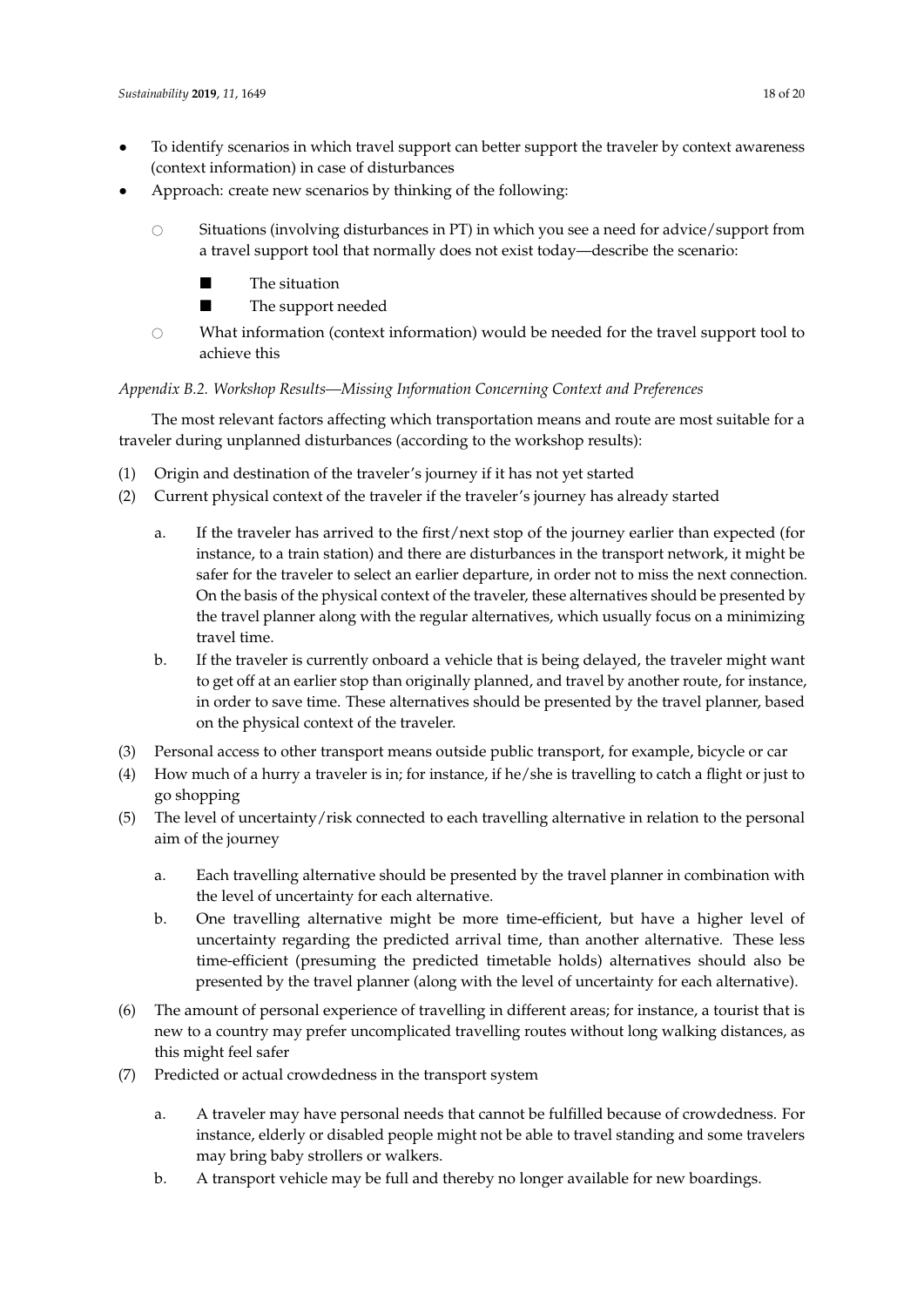- To identify scenarios in which travel support can better support the traveler by context awareness (context information) in case of disturbances
- Approach: create new scenarios by thinking of the following:
    - Situations (involving disturbances in PT) in which you see a need for advice/support from a travel support tool that normally does not exist today—describe the scenario:
        - The situation
        - The support needed
    - What information (context information) would be needed for the travel support tool to achieve this

*Appendix B.2. Workshop Results—Missing Information Concerning Context and Preferences*

The most relevant factors affecting which transportation means and route are most suitable for a traveler during unplanned disturbances (according to the workshop results):

(1) Origin and destination of the traveler's journey if it has not yet started

(2) Current physical context of the traveler if the traveler's journey has already started

   a. If the traveler has arrived to the first/next stop of the journey earlier than expected (for instance, to a train station) and there are disturbances in the transport network, it might be safer for the traveler to select an earlier departure, in order not to miss the next connection. On the basis of the physical context of the traveler, these alternatives should be presented by the travel planner along with the regular alternatives, which usually focus on a minimizing travel time.

   b. If the traveler is currently onboard a vehicle that is being delayed, the traveler might want to get off at an earlier stop than originally planned, and travel by another route, for instance, in order to save time. These alternatives should be presented by the travel planner, based on the physical context of the traveler.

(3) Personal access to other transport means outside public transport, for example, bicycle or car

(4) How much of a hurry a traveler is in; for instance, if he/she is travelling to catch a flight or just to go shopping

(5) The level of uncertainty/risk connected to each travelling alternative in relation to the personal aim of the journey

   a. Each travelling alternative should be presented by the travel planner in combination with the level of uncertainty for each alternative.

   b. One travelling alternative might be more time-efficient, but have a higher level of uncertainty regarding the predicted arrival time, than another alternative. These less time-efficient (presuming the predicted timetable holds) alternatives should also be presented by the travel planner (along with the level of uncertainty for each alternative).

(6) The amount of personal experience of travelling in different areas; for instance, a tourist that is new to a country may prefer uncomplicated travelling routes without long walking distances, as this might feel safer

(7) Predicted or actual crowdedness in the transport system

   a. A traveler may have personal needs that cannot be fulfilled because of crowdedness. For instance, elderly or disabled people might not be able to travel standing and some travelers may bring baby strollers or walkers.

   b. A transport vehicle may be full and thereby no longer available for new boardings.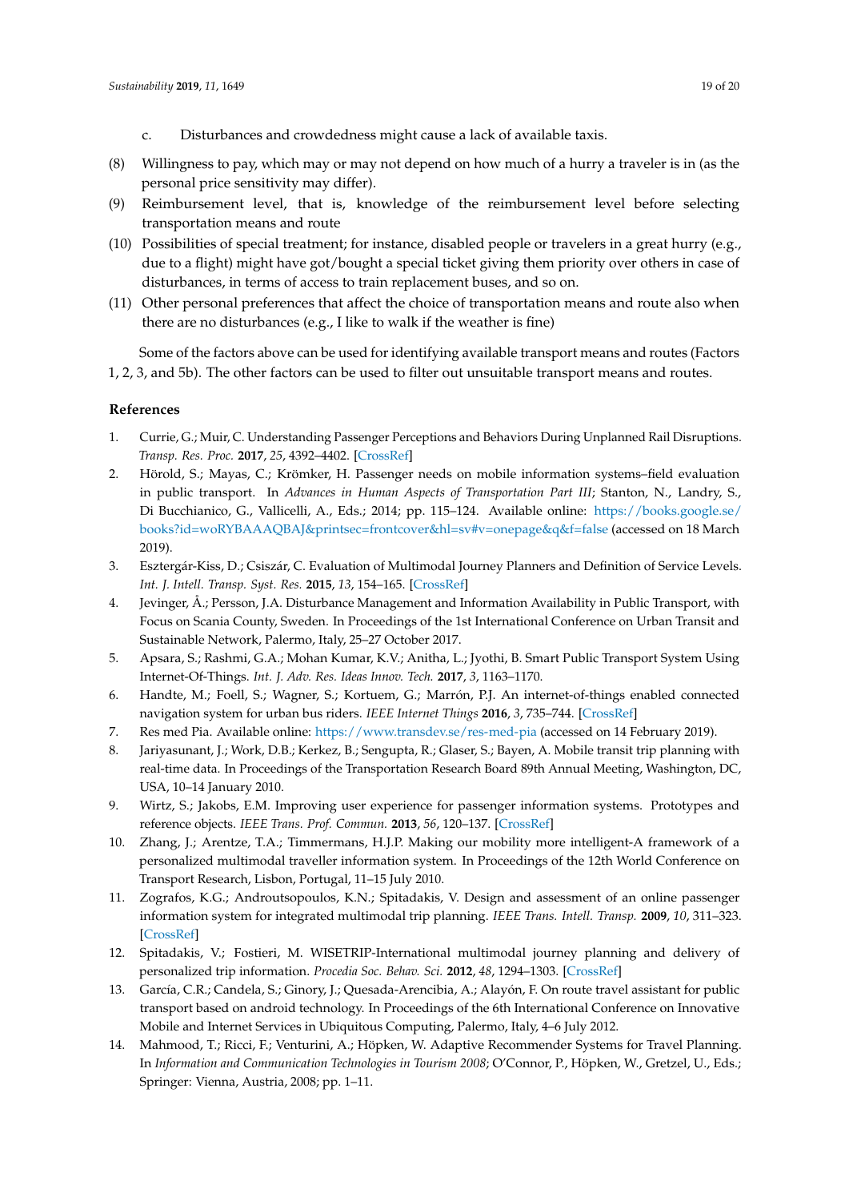c. Disturbances and crowdedness might cause a lack of available taxis.

(8) Willingness to pay, which may or may not depend on how much of a hurry a traveler is in (as the personal price sensitivity may differ).

(9) Reimbursement level, that is, knowledge of the reimbursement level before selecting transportation means and route

(10) Possibilities of special treatment; for instance, disabled people or travelers in a great hurry (e.g., due to a flight) might have got/bought a special ticket giving them priority over others in case of disturbances, in terms of access to train replacement buses, and so on.

(11) Other personal preferences that affect the choice of transportation means and route also when there are no disturbances (e.g., I like to walk if the weather is fine)

Some of the factors above can be used for identifying available transport means and routes (Factors 1, 2, 3, and 5b). The other factors can be used to filter out unsuitable transport means and routes.

## References

1. Currie, G.; Muir, C. Understanding Passenger Perceptions and Behaviors During Unplanned Rail Disruptions. *Transp. Res. Proc.* **2017**, *25*, 4392–4402. [CrossRef]
2. Hörold, S.; Mayas, C.; Krömker, H. Passenger needs on mobile information systems–field evaluation in public transport. In *Advances in Human Aspects of Transportation Part III*; Stanton, N., Landry, S., Di Bucchianico, G., Vallicelli, A., Eds.; 2014; pp. 115–124. Available online: https://books.google.se/books?id=woRYBAAAQBAJ&printsec=frontcover&hl=sv#v=onepage&q&f=false (accessed on 18 March 2019).
3. Esztergár-Kiss, D.; Csiszár, C. Evaluation of Multimodal Journey Planners and Definition of Service Levels. *Int. J. Intell. Transp. Syst. Res.* **2015**, *13*, 154–165. [CrossRef]
4. Jevinger, Å.; Persson, J.A. Disturbance Management and Information Availability in Public Transport, with Focus on Scania County, Sweden. In Proceedings of the 1st International Conference on Urban Transit and Sustainable Network, Palermo, Italy, 25–27 October 2017.
5. Apsara, S.; Rashmi, G.A.; Mohan Kumar, K.V.; Anitha, L.; Jyothi, B. Smart Public Transport System Using Internet-Of-Things. *Int. J. Adv. Res. Ideas Innov. Tech.* **2017**, *3*, 1163–1170.
6. Handte, M.; Foell, S.; Wagner, S.; Kortuem, G.; Marrón, P.J. An internet-of-things enabled connected navigation system for urban bus riders. *IEEE Internet Things* **2016**, *3*, 735–744. [CrossRef]
7. Res med Pia. Available online: https://www.transdev.se/res-med-pia (accessed on 14 February 2019).
8. Jariyasunant, J.; Work, D.B.; Kerkez, B.; Sengupta, R.; Glaser, S.; Bayen, A. Mobile transit trip planning with real-time data. In Proceedings of the Transportation Research Board 89th Annual Meeting, Washington, DC, USA, 10–14 January 2010.
9. Wirtz, S.; Jakobs, E.M. Improving user experience for passenger information systems. Prototypes and reference objects. *IEEE Trans. Prof. Commun.* **2013**, *56*, 120–137. [CrossRef]
10. Zhang, J.; Arentze, T.A.; Timmermans, H.J.P. Making our mobility more intelligent-A framework of a personalized multimodal traveller information system. In Proceedings of the 12th World Conference on Transport Research, Lisbon, Portugal, 11–15 July 2010.
11. Zografos, K.G.; Androutsopoulos, K.N.; Spitadakis, V. Design and assessment of an online passenger information system for integrated multimodal trip planning. *IEEE Trans. Intell. Transp.* **2009**, *10*, 311–323. [CrossRef]
12. Spitadakis, V.; Fostieri, M. WISETRIP-International multimodal journey planning and delivery of personalized trip information. *Procedia Soc. Behav. Sci.* **2012**, *48*, 1294–1303. [CrossRef]
13. García, C.R.; Candela, S.; Ginory, J.; Quesada-Arencibia, A.; Alayón, F. On route travel assistant for public transport based on android technology. In Proceedings of the 6th International Conference on Innovative Mobile and Internet Services in Ubiquitous Computing, Palermo, Italy, 4–6 July 2012.
14. Mahmood, T.; Ricci, F.; Venturini, A.; Höpken, W. Adaptive Recommender Systems for Travel Planning. In *Information and Communication Technologies in Tourism 2008*; O'Connor, P., Höpken, W., Gretzel, U., Eds.; Springer: Vienna, Austria, 2008; pp. 1–11.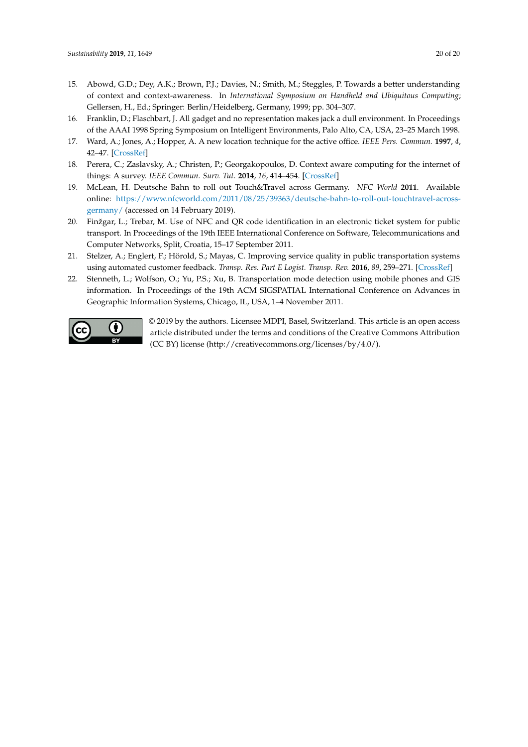15. Abowd, G.D.; Dey, A.K.; Brown, P.J.; Davies, N.; Smith, M.; Steggles, P. Towards a better understanding of context and context-awareness. In *International Symposium on Handheld and Ubiquitous Computing*; Gellersen, H., Ed.; Springer: Berlin/Heidelberg, Germany, 1999; pp. 304–307.
16. Franklin, D.; Flaschbart, J. All gadget and no representation makes jack a dull environment. In Proceedings of the AAAI 1998 Spring Symposium on Intelligent Environments, Palo Alto, CA, USA, 23–25 March 1998.
17. Ward, A.; Jones, A.; Hopper, A. A new location technique for the active office. *IEEE Pers. Commun.* **1997**, *4*, 42–47. [CrossRef]
18. Perera, C.; Zaslavsky, A.; Christen, P.; Georgakopoulos, D. Context aware computing for the internet of things: A survey. *IEEE Commun. Surv. Tut.* **2014**, *16*, 414–454. [CrossRef]
19. McLean, H. Deutsche Bahn to roll out Touch&Travel across Germany. *NFC World* **2011**. Available online: https://www.nfcworld.com/2011/08/25/39363/deutsche-bahn-to-roll-out-touchtravel-across-germany/ (accessed on 14 February 2019).
20. Finžgar, L.; Trebar, M. Use of NFC and QR code identification in an electronic ticket system for public transport. In Proceedings of the 19th IEEE International Conference on Software, Telecommunications and Computer Networks, Split, Croatia, 15–17 September 2011.
21. Stelzer, A.; Englert, F.; Hörold, S.; Mayas, C. Improving service quality in public transportation systems using automated customer feedback. *Transp. Res. Part E Logist. Transp. Rev.* **2016**, *89*, 259–271. [CrossRef]
22. Stenneth, L.; Wolfson, O.; Yu, P.S.; Xu, B. Transportation mode detection using mobile phones and GIS information. In Proceedings of the 19th ACM SIGSPATIAL International Conference on Advances in Geographic Information Systems, Chicago, IL, USA, 1–4 November 2011.

© 2019 by the authors. Licensee MDPI, Basel, Switzerland. This article is an open access article distributed under the terms and conditions of the Creative Commons Attribution (CC BY) license (http://creativecommons.org/licenses/by/4.0/).